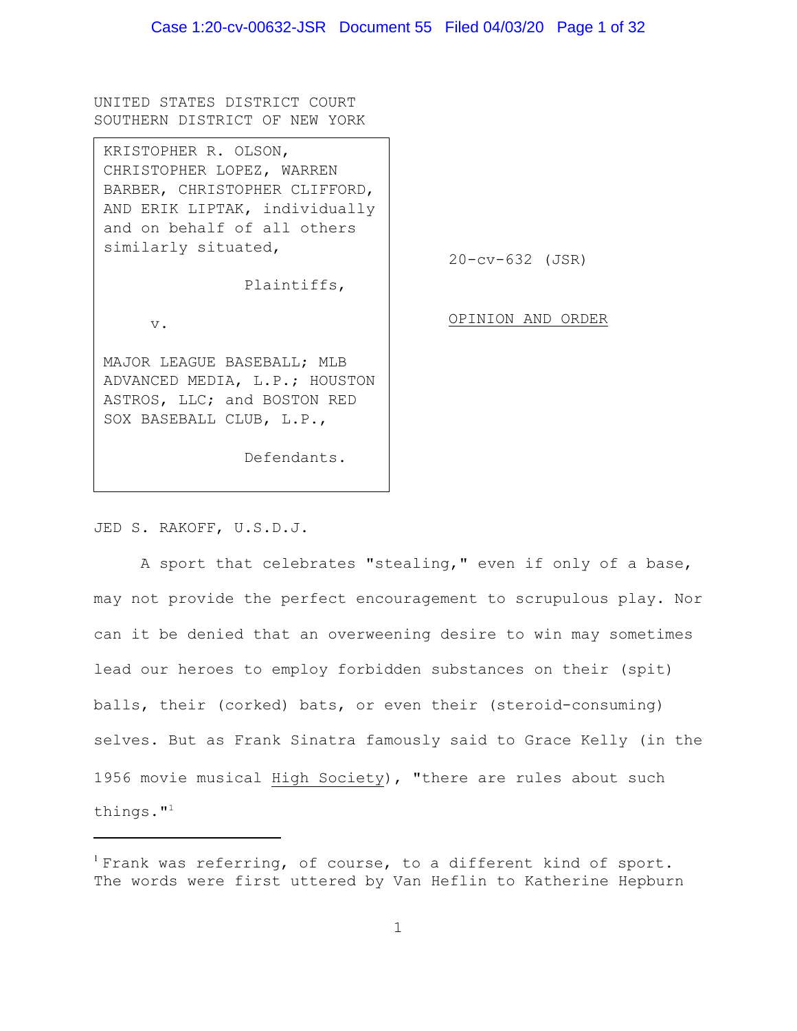UNITED STATES DISTRICT COURT
SOUTHERN DISTRICT OF NEW YORK

KRISTOPHER R. OLSON, CHRISTOPHER LOPEZ, WARREN BARBER, CHRISTOPHER CLIFFORD, AND ERIK LIPTAK, individually and on behalf of all others similarly situated,

Plaintiffs,

v.

MAJOR LEAGUE BASEBALL; MLB ADVANCED MEDIA, L.P.; HOUSTON ASTROS, LLC; and BOSTON RED SOX BASEBALL CLUB, L.P.,

Defendants.

20-cv-632 (JSR)

OPINION AND ORDER

JED S. RAKOFF, U.S.D.J.

A sport that celebrates "stealing," even if only of a base, may not provide the perfect encouragement to scrupulous play. Nor can it be denied that an overweening desire to win may sometimes lead our heroes to employ forbidden substances on their (spit) balls, their (corked) bats, or even their (steroid-consuming) selves. But as Frank Sinatra famously said to Grace Kelly (in the 1956 movie musical High Society), "there are rules about such things."[1]

---

[1] Frank was referring, of course, to a different kind of sport. The words were first uttered by Van Heflin to Katherine Hepburn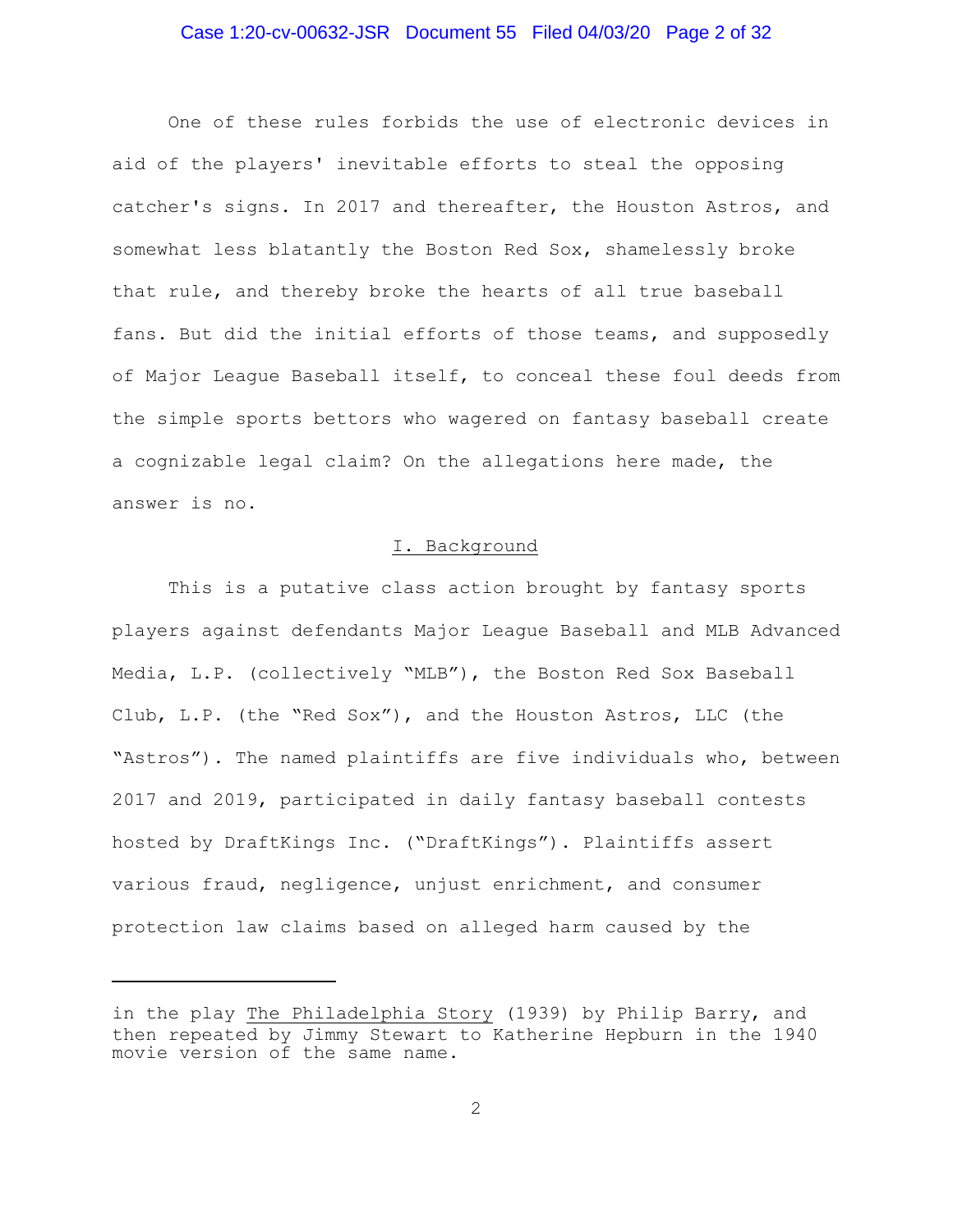One of these rules forbids the use of electronic devices in aid of the players' inevitable efforts to steal the opposing catcher's signs. In 2017 and thereafter, the Houston Astros, and somewhat less blatantly the Boston Red Sox, shamelessly broke that rule, and thereby broke the hearts of all true baseball fans. But did the initial efforts of those teams, and supposedly of Major League Baseball itself, to conceal these foul deeds from the simple sports bettors who wagered on fantasy baseball create a cognizable legal claim? On the allegations here made, the answer is no.

## I. Background

This is a putative class action brought by fantasy sports players against defendants Major League Baseball and MLB Advanced Media, L.P. (collectively "MLB"), the Boston Red Sox Baseball Club, L.P. (the "Red Sox"), and the Houston Astros, LLC (the "Astros"). The named plaintiffs are five individuals who, between 2017 and 2019, participated in daily fantasy baseball contests hosted by DraftKings Inc. ("DraftKings"). Plaintiffs assert various fraud, negligence, unjust enrichment, and consumer protection law claims based on alleged harm caused by the

---

in the play The Philadelphia Story (1939) by Philip Barry, and then repeated by Jimmy Stewart to Katherine Hepburn in the 1940 movie version of the same name.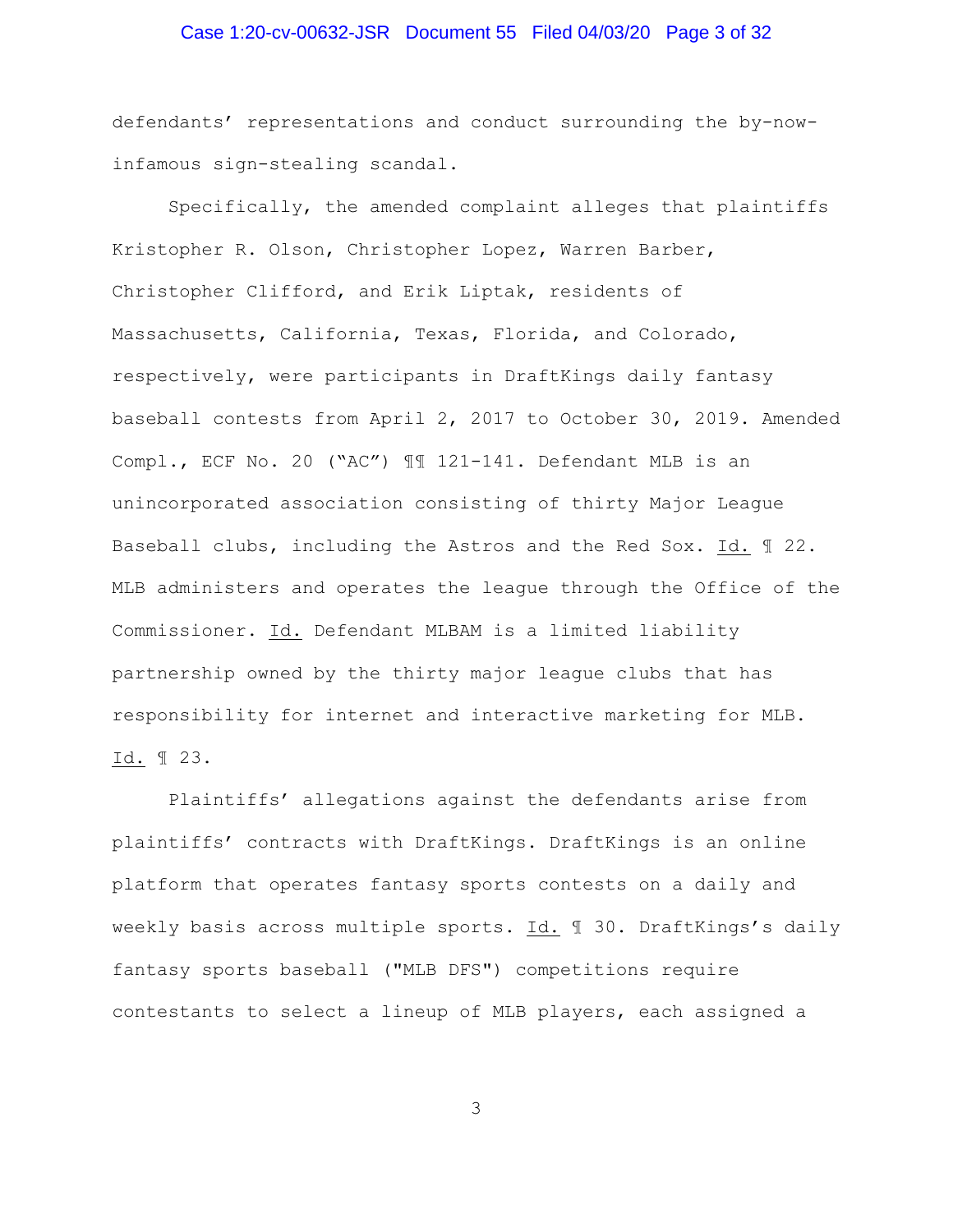defendants' representations and conduct surrounding the by-now-infamous sign-stealing scandal.

Specifically, the amended complaint alleges that plaintiffs Kristopher R. Olson, Christopher Lopez, Warren Barber, Christopher Clifford, and Erik Liptak, residents of Massachusetts, California, Texas, Florida, and Colorado, respectively, were participants in DraftKings daily fantasy baseball contests from April 2, 2017 to October 30, 2019. Amended Compl., ECF No. 20 ("AC") ¶¶ 121-141. Defendant MLB is an unincorporated association consisting of thirty Major League Baseball clubs, including the Astros and the Red Sox. Id. ¶ 22. MLB administers and operates the league through the Office of the Commissioner. Id. Defendant MLBAM is a limited liability partnership owned by the thirty major league clubs that has responsibility for internet and interactive marketing for MLB. Id. ¶ 23.

Plaintiffs' allegations against the defendants arise from plaintiffs' contracts with DraftKings. DraftKings is an online platform that operates fantasy sports contests on a daily and weekly basis across multiple sports. Id. ¶ 30. DraftKings's daily fantasy sports baseball ("MLB DFS") competitions require contestants to select a lineup of MLB players, each assigned a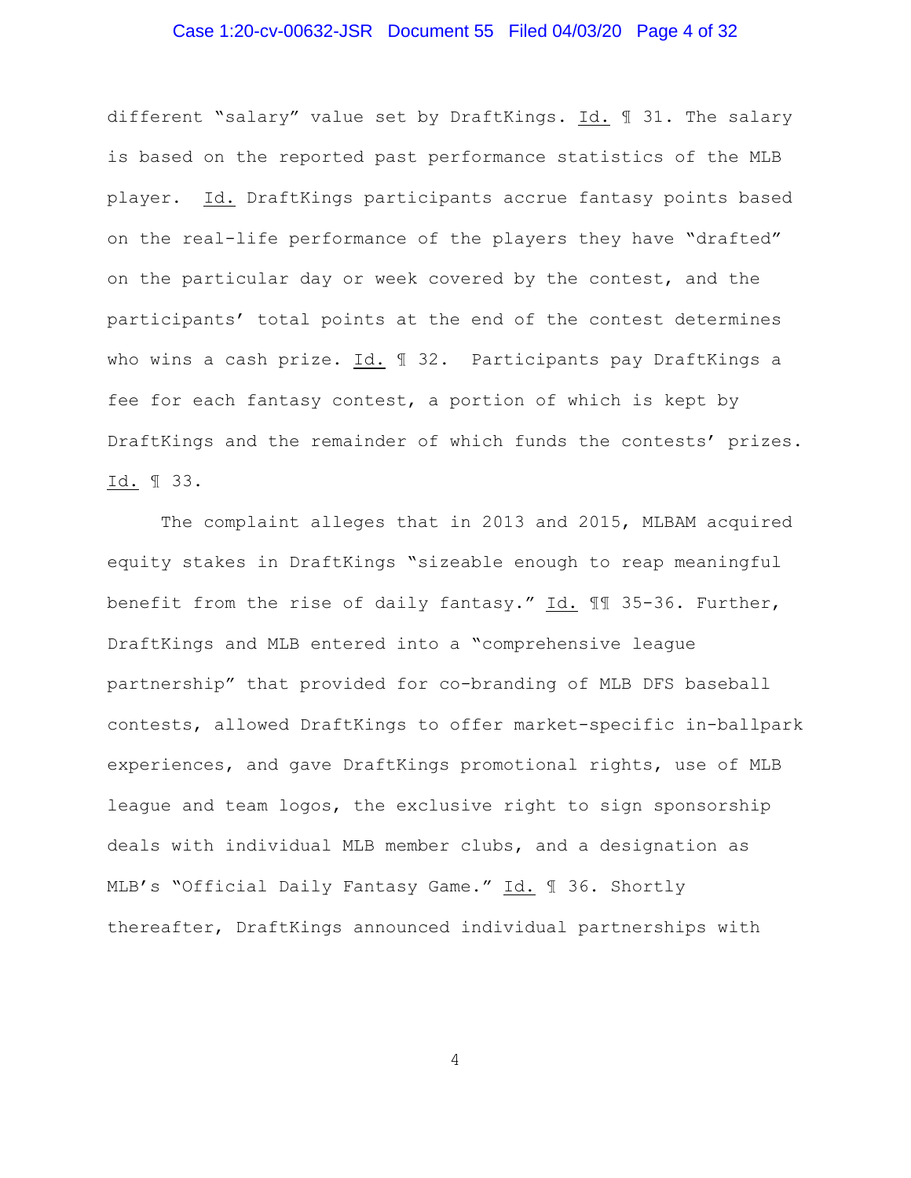different "salary" value set by DraftKings. Id. ¶ 31. The salary is based on the reported past performance statistics of the MLB player. Id. DraftKings participants accrue fantasy points based on the real-life performance of the players they have "drafted" on the particular day or week covered by the contest, and the participants' total points at the end of the contest determines who wins a cash prize. Id. ¶ 32. Participants pay DraftKings a fee for each fantasy contest, a portion of which is kept by DraftKings and the remainder of which funds the contests' prizes. Id. ¶ 33.

The complaint alleges that in 2013 and 2015, MLBAM acquired equity stakes in DraftKings "sizeable enough to reap meaningful benefit from the rise of daily fantasy." Id. ¶¶ 35-36. Further, DraftKings and MLB entered into a "comprehensive league partnership" that provided for co-branding of MLB DFS baseball contests, allowed DraftKings to offer market-specific in-ballpark experiences, and gave DraftKings promotional rights, use of MLB league and team logos, the exclusive right to sign sponsorship deals with individual MLB member clubs, and a designation as MLB's "Official Daily Fantasy Game." Id. ¶ 36. Shortly thereafter, DraftKings announced individual partnerships with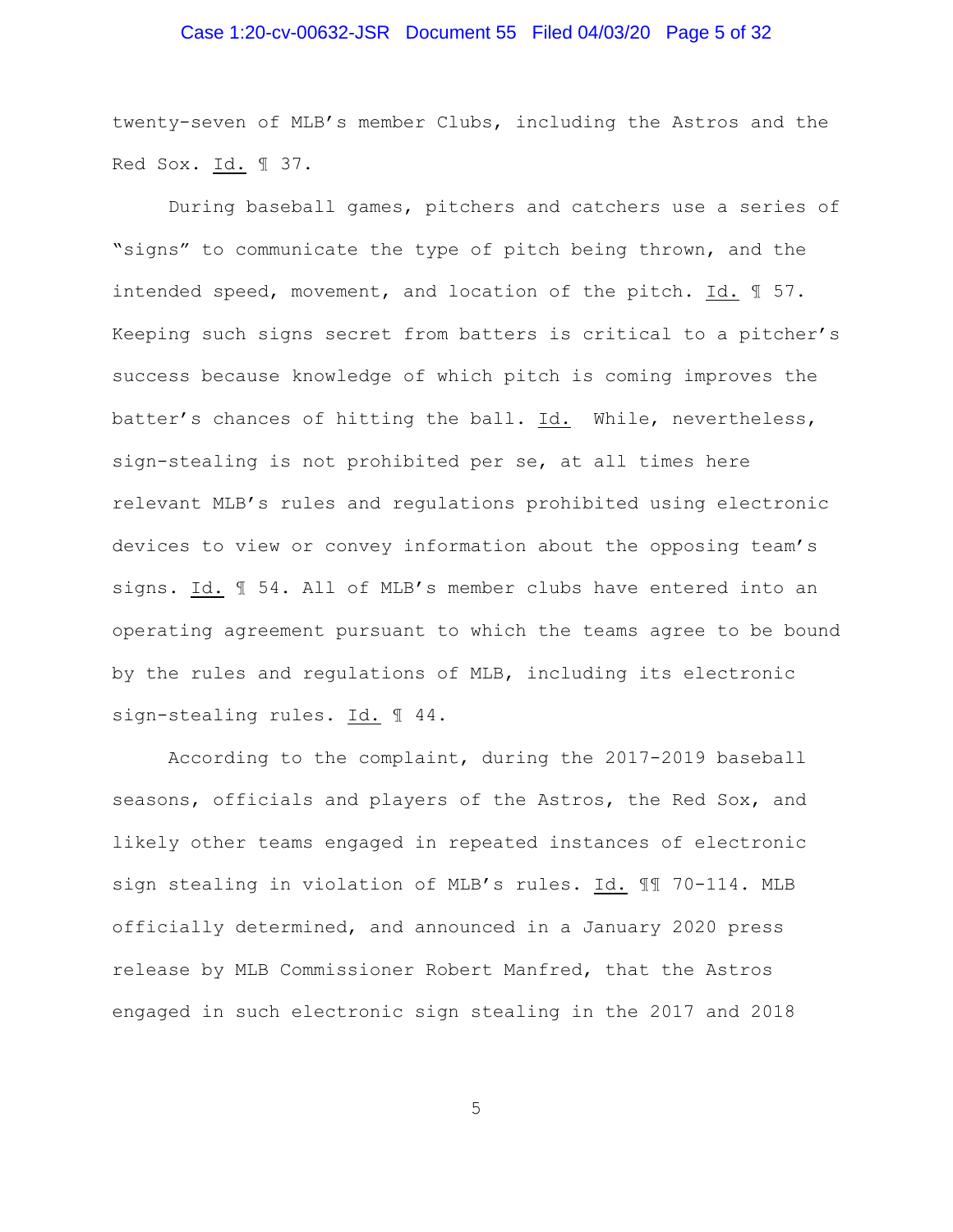twenty-seven of MLB's member Clubs, including the Astros and the Red Sox. Id. ¶ 37.

During baseball games, pitchers and catchers use a series of "signs" to communicate the type of pitch being thrown, and the intended speed, movement, and location of the pitch. Id. ¶ 57. Keeping such signs secret from batters is critical to a pitcher's success because knowledge of which pitch is coming improves the batter's chances of hitting the ball. Id. While, nevertheless, sign-stealing is not prohibited per se, at all times here relevant MLB's rules and regulations prohibited using electronic devices to view or convey information about the opposing team's signs. Id. ¶ 54. All of MLB's member clubs have entered into an operating agreement pursuant to which the teams agree to be bound by the rules and regulations of MLB, including its electronic sign-stealing rules. Id. ¶ 44.

According to the complaint, during the 2017-2019 baseball seasons, officials and players of the Astros, the Red Sox, and likely other teams engaged in repeated instances of electronic sign stealing in violation of MLB's rules. Id. ¶¶ 70-114. MLB officially determined, and announced in a January 2020 press release by MLB Commissioner Robert Manfred, that the Astros engaged in such electronic sign stealing in the 2017 and 2018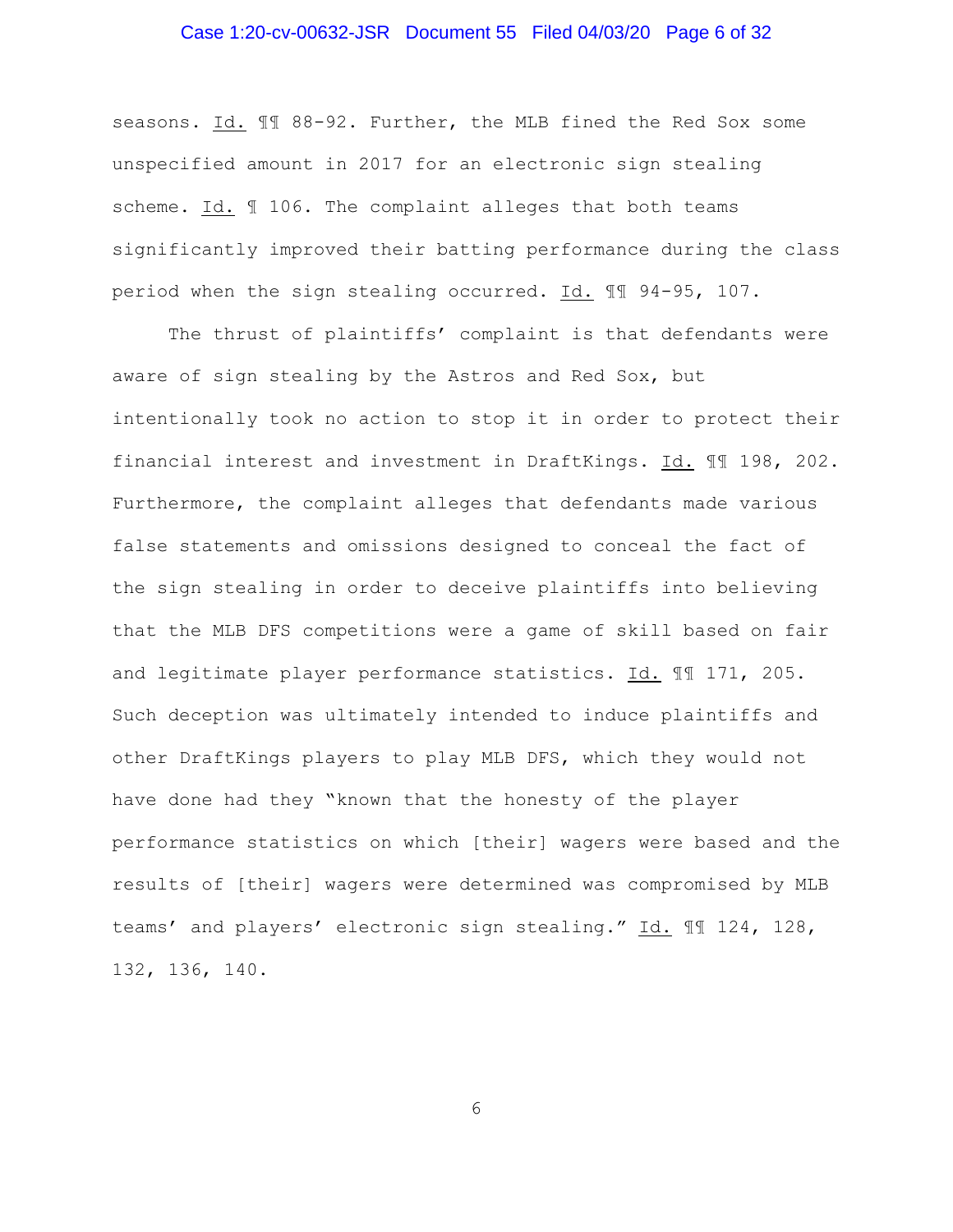seasons. Id. ¶¶ 88-92. Further, the MLB fined the Red Sox some unspecified amount in 2017 for an electronic sign stealing scheme. Id. ¶ 106. The complaint alleges that both teams significantly improved their batting performance during the class period when the sign stealing occurred. Id. ¶¶ 94-95, 107.

The thrust of plaintiffs' complaint is that defendants were aware of sign stealing by the Astros and Red Sox, but intentionally took no action to stop it in order to protect their financial interest and investment in DraftKings. Id. ¶¶ 198, 202. Furthermore, the complaint alleges that defendants made various false statements and omissions designed to conceal the fact of the sign stealing in order to deceive plaintiffs into believing that the MLB DFS competitions were a game of skill based on fair and legitimate player performance statistics. Id. ¶¶ 171, 205. Such deception was ultimately intended to induce plaintiffs and other DraftKings players to play MLB DFS, which they would not have done had they "known that the honesty of the player performance statistics on which [their] wagers were based and the results of [their] wagers were determined was compromised by MLB teams' and players' electronic sign stealing." Id. ¶¶ 124, 128, 132, 136, 140.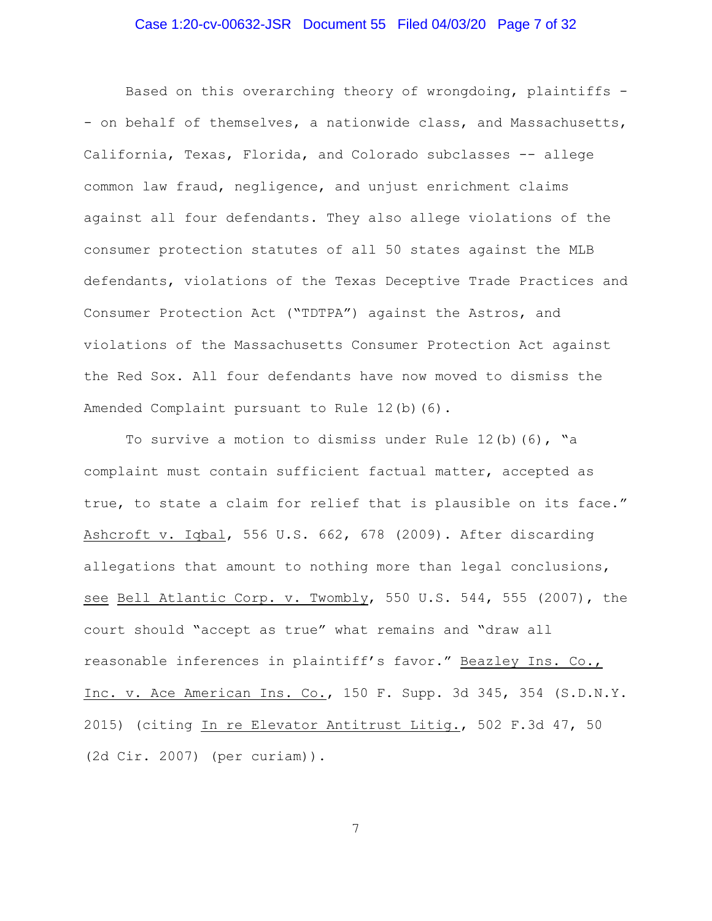Based on this overarching theory of wrongdoing, plaintiffs -- on behalf of themselves, a nationwide class, and Massachusetts, California, Texas, Florida, and Colorado subclasses -- allege common law fraud, negligence, and unjust enrichment claims against all four defendants. They also allege violations of the consumer protection statutes of all 50 states against the MLB defendants, violations of the Texas Deceptive Trade Practices and Consumer Protection Act ("TDTPA") against the Astros, and violations of the Massachusetts Consumer Protection Act against the Red Sox. All four defendants have now moved to dismiss the Amended Complaint pursuant to Rule 12(b)(6).

To survive a motion to dismiss under Rule 12(b)(6), "a complaint must contain sufficient factual matter, accepted as true, to state a claim for relief that is plausible on its face." Ashcroft v. Iqbal, 556 U.S. 662, 678 (2009). After discarding allegations that amount to nothing more than legal conclusions, see Bell Atlantic Corp. v. Twombly, 550 U.S. 544, 555 (2007), the court should "accept as true" what remains and "draw all reasonable inferences in plaintiff's favor." Beazley Ins. Co., Inc. v. Ace American Ins. Co., 150 F. Supp. 3d 345, 354 (S.D.N.Y. 2015) (citing In re Elevator Antitrust Litig., 502 F.3d 47, 50 (2d Cir. 2007) (per curiam)).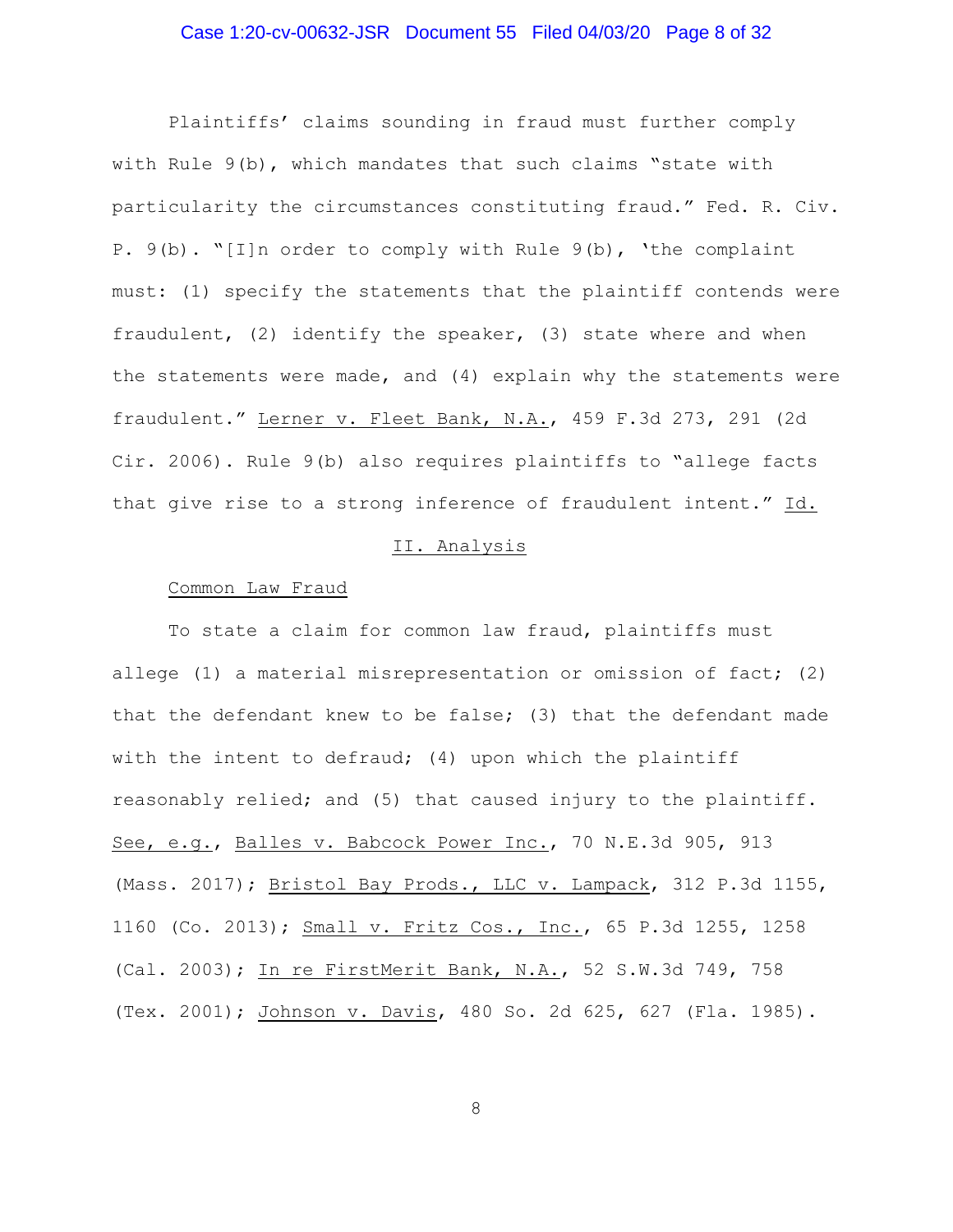Plaintiffs' claims sounding in fraud must further comply with Rule 9(b), which mandates that such claims "state with particularity the circumstances constituting fraud." Fed. R. Civ. P. 9(b). "[I]n order to comply with Rule 9(b), 'the complaint must: (1) specify the statements that the plaintiff contends were fraudulent, (2) identify the speaker, (3) state where and when the statements were made, and (4) explain why the statements were fraudulent." Lerner v. Fleet Bank, N.A., 459 F.3d 273, 291 (2d Cir. 2006). Rule 9(b) also requires plaintiffs to "allege facts that give rise to a strong inference of fraudulent intent." Id.

## II. Analysis

### Common Law Fraud

To state a claim for common law fraud, plaintiffs must allege (1) a material misrepresentation or omission of fact; (2) that the defendant knew to be false; (3) that the defendant made with the intent to defraud; (4) upon which the plaintiff reasonably relied; and (5) that caused injury to the plaintiff. See, e.g., Balles v. Babcock Power Inc., 70 N.E.3d 905, 913 (Mass. 2017); Bristol Bay Prods., LLC v. Lampack, 312 P.3d 1155, 1160 (Co. 2013); Small v. Fritz Cos., Inc., 65 P.3d 1255, 1258 (Cal. 2003); In re FirstMerit Bank, N.A., 52 S.W.3d 749, 758 (Tex. 2001); Johnson v. Davis, 480 So. 2d 625, 627 (Fla. 1985).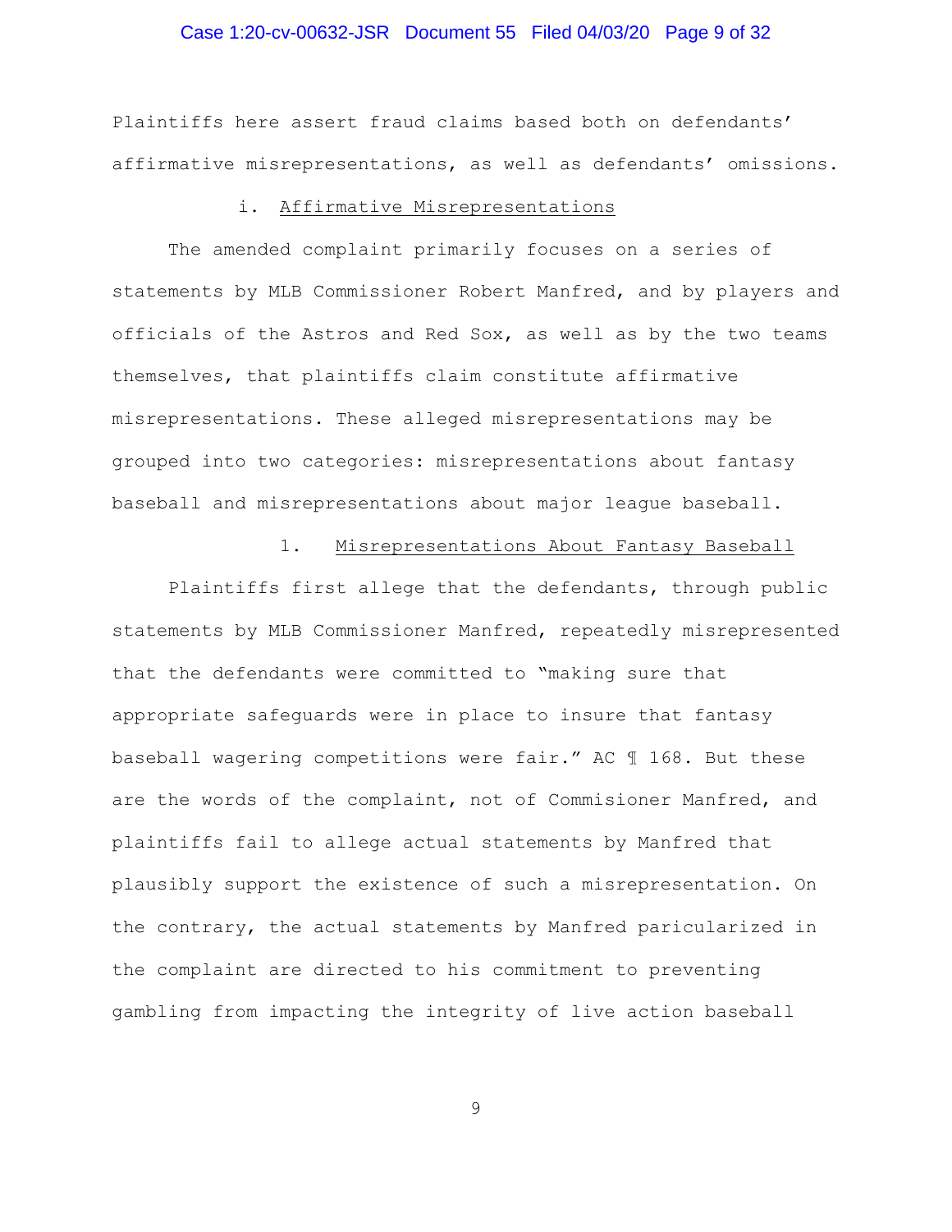Plaintiffs here assert fraud claims based both on defendants' affirmative misrepresentations, as well as defendants' omissions.

i. Affirmative Misrepresentations

The amended complaint primarily focuses on a series of statements by MLB Commissioner Robert Manfred, and by players and officials of the Astros and Red Sox, as well as by the two teams themselves, that plaintiffs claim constitute affirmative misrepresentations. These alleged misrepresentations may be grouped into two categories: misrepresentations about fantasy baseball and misrepresentations about major league baseball.

1. Misrepresentations About Fantasy Baseball

Plaintiffs first allege that the defendants, through public statements by MLB Commissioner Manfred, repeatedly misrepresented that the defendants were committed to "making sure that appropriate safeguards were in place to insure that fantasy baseball wagering competitions were fair." AC ¶ 168. But these are the words of the complaint, not of Commisioner Manfred, and plaintiffs fail to allege actual statements by Manfred that plausibly support the existence of such a misrepresentation. On the contrary, the actual statements by Manfred paricularized in the complaint are directed to his commitment to preventing gambling from impacting the integrity of live action baseball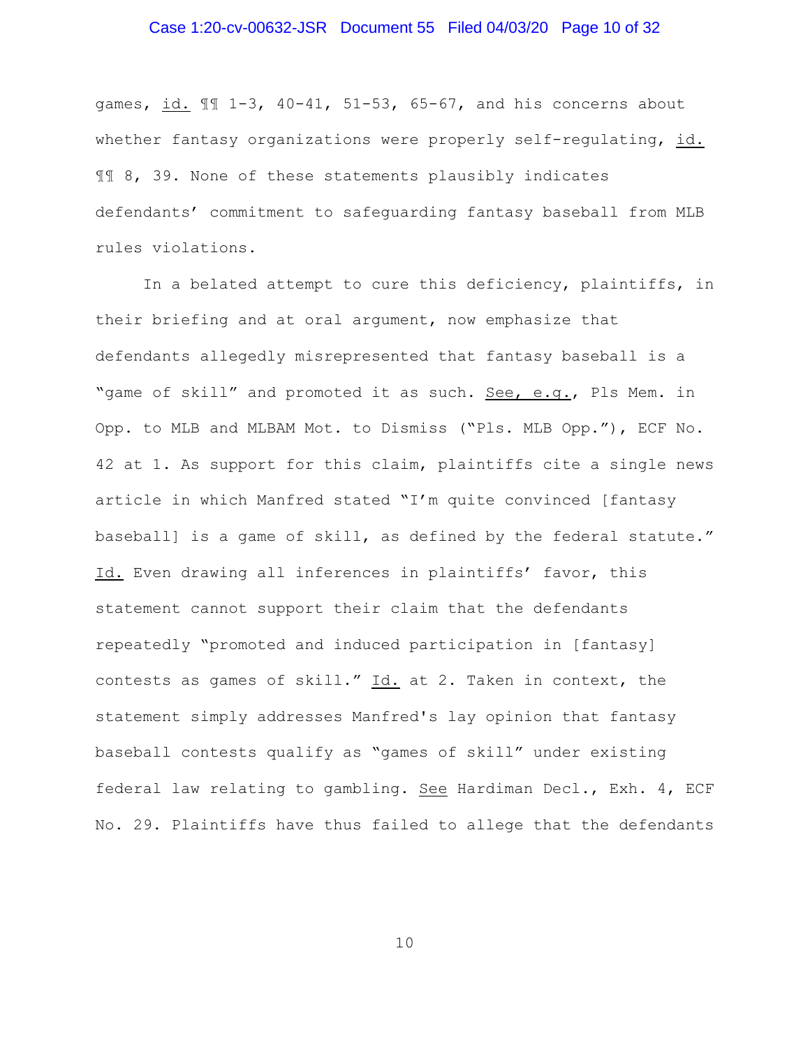games, id. ¶¶ 1-3, 40-41, 51-53, 65-67, and his concerns about whether fantasy organizations were properly self-regulating, id. ¶¶ 8, 39. None of these statements plausibly indicates defendants' commitment to safeguarding fantasy baseball from MLB rules violations.

In a belated attempt to cure this deficiency, plaintiffs, in their briefing and at oral argument, now emphasize that defendants allegedly misrepresented that fantasy baseball is a "game of skill" and promoted it as such. See, e.g., Pls Mem. in Opp. to MLB and MLBAM Mot. to Dismiss ("Pls. MLB Opp."), ECF No. 42 at 1. As support for this claim, plaintiffs cite a single news article in which Manfred stated "I'm quite convinced [fantasy baseball] is a game of skill, as defined by the federal statute." Id. Even drawing all inferences in plaintiffs' favor, this statement cannot support their claim that the defendants repeatedly "promoted and induced participation in [fantasy] contests as games of skill." Id. at 2. Taken in context, the statement simply addresses Manfred's lay opinion that fantasy baseball contests qualify as "games of skill" under existing federal law relating to gambling. See Hardiman Decl., Exh. 4, ECF No. 29. Plaintiffs have thus failed to allege that the defendants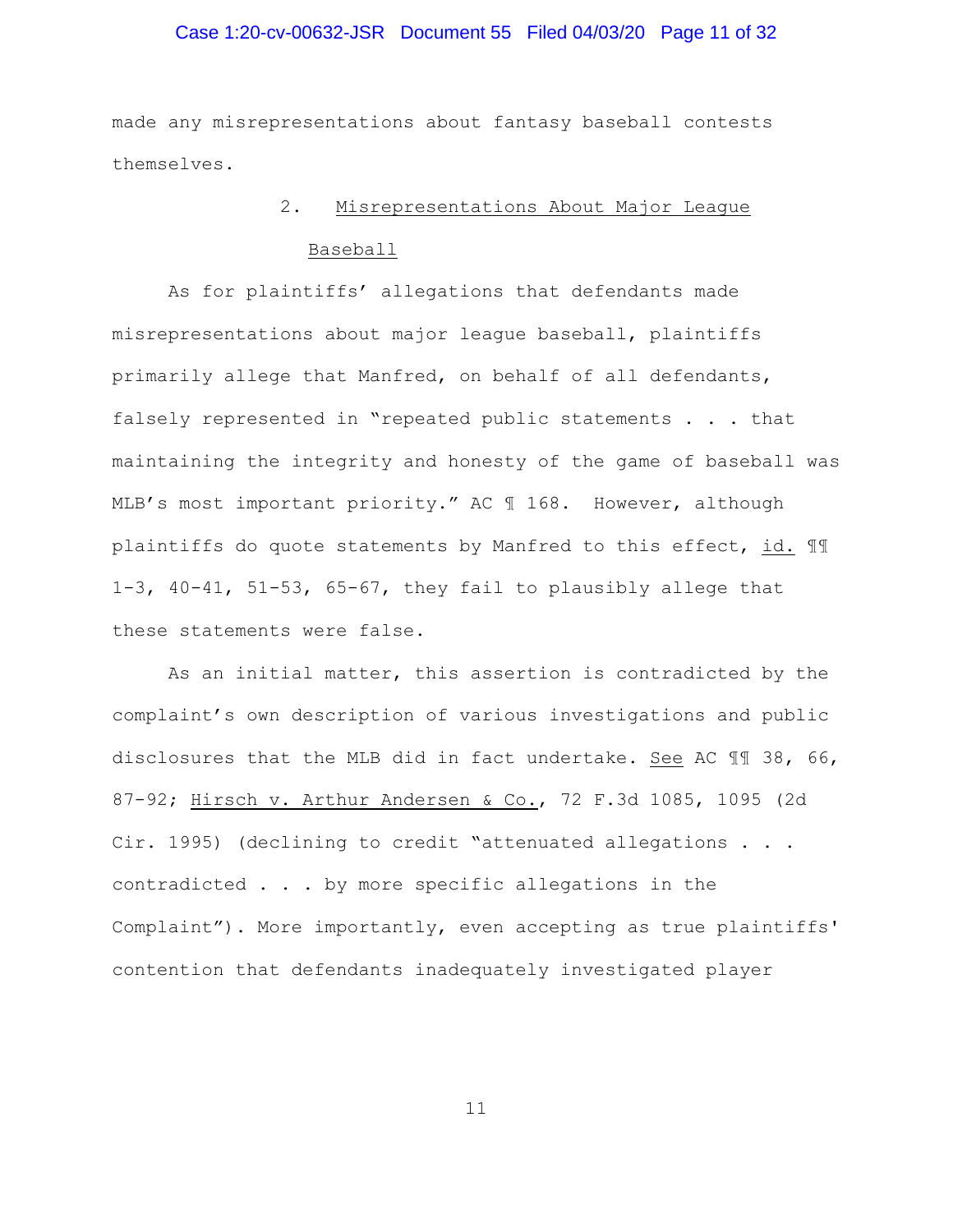made any misrepresentations about fantasy baseball contests themselves.

### 2. Misrepresentations About Major League Baseball

As for plaintiffs' allegations that defendants made misrepresentations about major league baseball, plaintiffs primarily allege that Manfred, on behalf of all defendants, falsely represented in "repeated public statements . . . that maintaining the integrity and honesty of the game of baseball was MLB's most important priority." AC ¶ 168. However, although plaintiffs do quote statements by Manfred to this effect, id. ¶¶ 1-3, 40-41, 51-53, 65-67, they fail to plausibly allege that these statements were false.

As an initial matter, this assertion is contradicted by the complaint's own description of various investigations and public disclosures that the MLB did in fact undertake. See AC ¶¶ 38, 66, 87-92; Hirsch v. Arthur Andersen & Co., 72 F.3d 1085, 1095 (2d Cir. 1995) (declining to credit "attenuated allegations . . . contradicted . . . by more specific allegations in the Complaint"). More importantly, even accepting as true plaintiffs' contention that defendants inadequately investigated player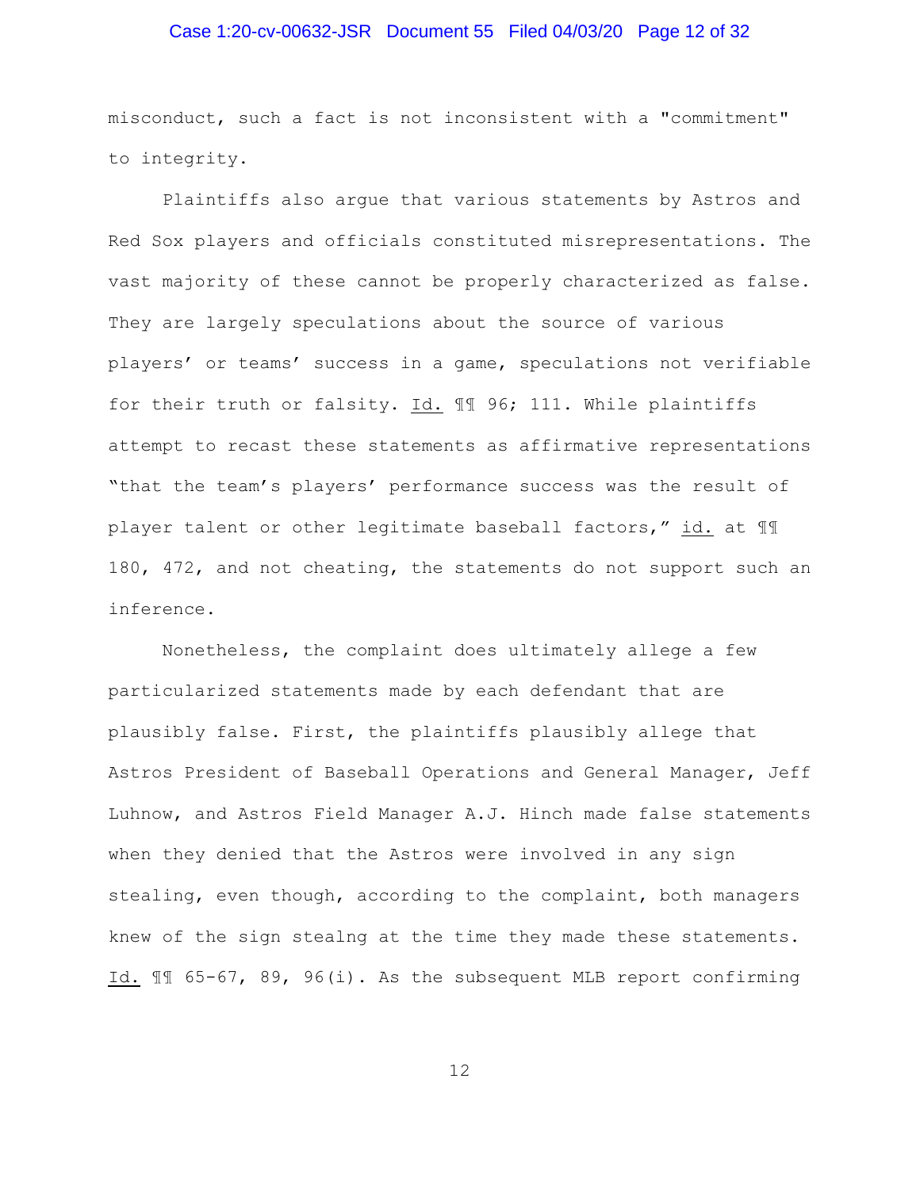misconduct, such a fact is not inconsistent with a "commitment" to integrity.

Plaintiffs also argue that various statements by Astros and Red Sox players and officials constituted misrepresentations. The vast majority of these cannot be properly characterized as false. They are largely speculations about the source of various players' or teams' success in a game, speculations not verifiable for their truth or falsity. Id. ¶¶ 96; 111. While plaintiffs attempt to recast these statements as affirmative representations "that the team's players' performance success was the result of player talent or other legitimate baseball factors," id. at ¶¶ 180, 472, and not cheating, the statements do not support such an inference.

Nonetheless, the complaint does ultimately allege a few particularized statements made by each defendant that are plausibly false. First, the plaintiffs plausibly allege that Astros President of Baseball Operations and General Manager, Jeff Luhnow, and Astros Field Manager A.J. Hinch made false statements when they denied that the Astros were involved in any sign stealing, even though, according to the complaint, both managers knew of the sign stealng at the time they made these statements. Id. ¶¶ 65-67, 89, 96(i). As the subsequent MLB report confirming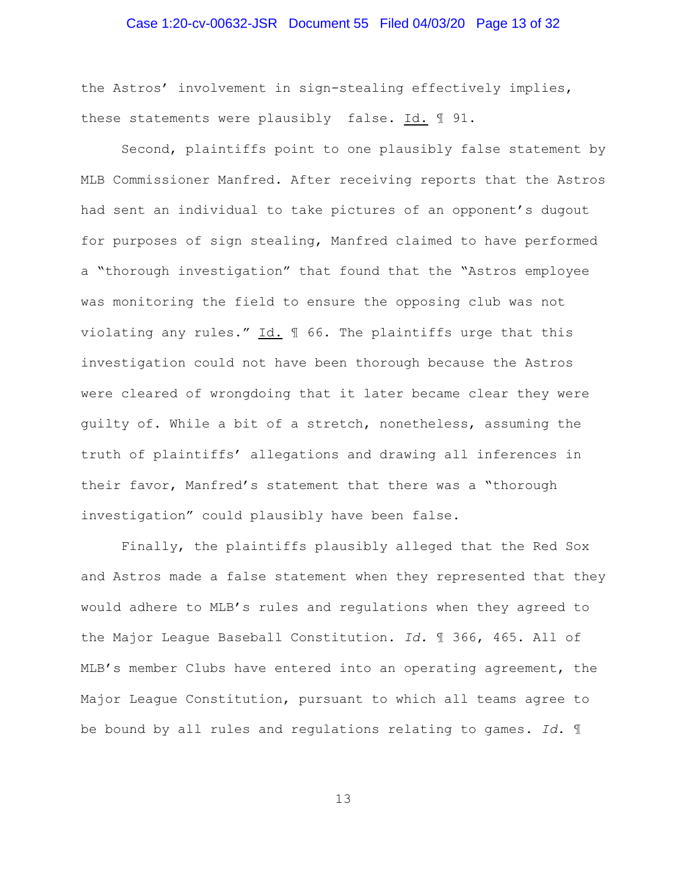the Astros' involvement in sign-stealing effectively implies, these statements were plausibly false. Id. ¶ 91.

Second, plaintiffs point to one plausibly false statement by MLB Commissioner Manfred. After receiving reports that the Astros had sent an individual to take pictures of an opponent's dugout for purposes of sign stealing, Manfred claimed to have performed a "thorough investigation" that found that the "Astros employee was monitoring the field to ensure the opposing club was not violating any rules." Id. ¶ 66. The plaintiffs urge that this investigation could not have been thorough because the Astros were cleared of wrongdoing that it later became clear they were guilty of. While a bit of a stretch, nonetheless, assuming the truth of plaintiffs' allegations and drawing all inferences in their favor, Manfred's statement that there was a "thorough investigation" could plausibly have been false.

Finally, the plaintiffs plausibly alleged that the Red Sox and Astros made a false statement when they represented that they would adhere to MLB's rules and regulations when they agreed to the Major League Baseball Constitution. *Id.* ¶ 366, 465. All of MLB's member Clubs have entered into an operating agreement, the Major League Constitution, pursuant to which all teams agree to be bound by all rules and regulations relating to games. *Id.* ¶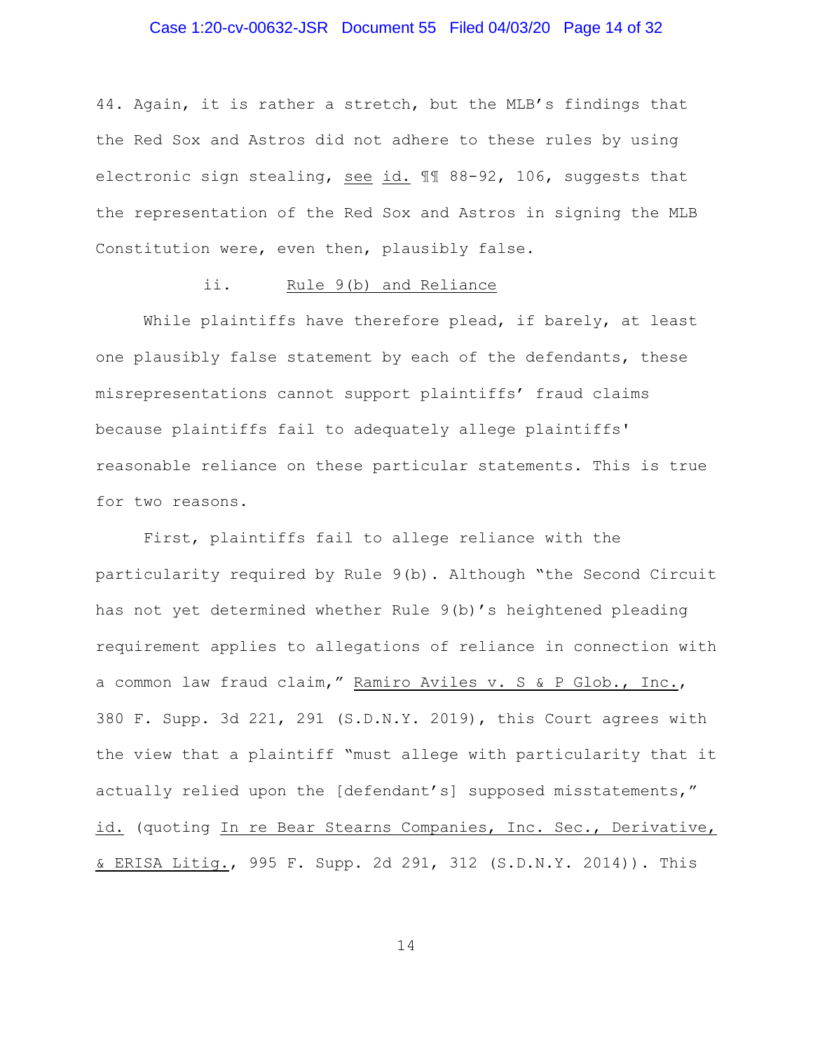44. Again, it is rather a stretch, but the MLB's findings that the Red Sox and Astros did not adhere to these rules by using electronic sign stealing, see id. ¶¶ 88-92, 106, suggests that the representation of the Red Sox and Astros in signing the MLB Constitution were, even then, plausibly false.

### ii. Rule 9(b) and Reliance

While plaintiffs have therefore plead, if barely, at least one plausibly false statement by each of the defendants, these misrepresentations cannot support plaintiffs' fraud claims because plaintiffs fail to adequately allege plaintiffs' reasonable reliance on these particular statements. This is true for two reasons.

First, plaintiffs fail to allege reliance with the particularity required by Rule 9(b). Although "the Second Circuit has not yet determined whether Rule 9(b)'s heightened pleading requirement applies to allegations of reliance in connection with a common law fraud claim," Ramiro Aviles v. S & P Glob., Inc., 380 F. Supp. 3d 221, 291 (S.D.N.Y. 2019), this Court agrees with the view that a plaintiff "must allege with particularity that it actually relied upon the [defendant's] supposed misstatements," id. (quoting In re Bear Stearns Companies, Inc. Sec., Derivative, & ERISA Litig., 995 F. Supp. 2d 291, 312 (S.D.N.Y. 2014)). This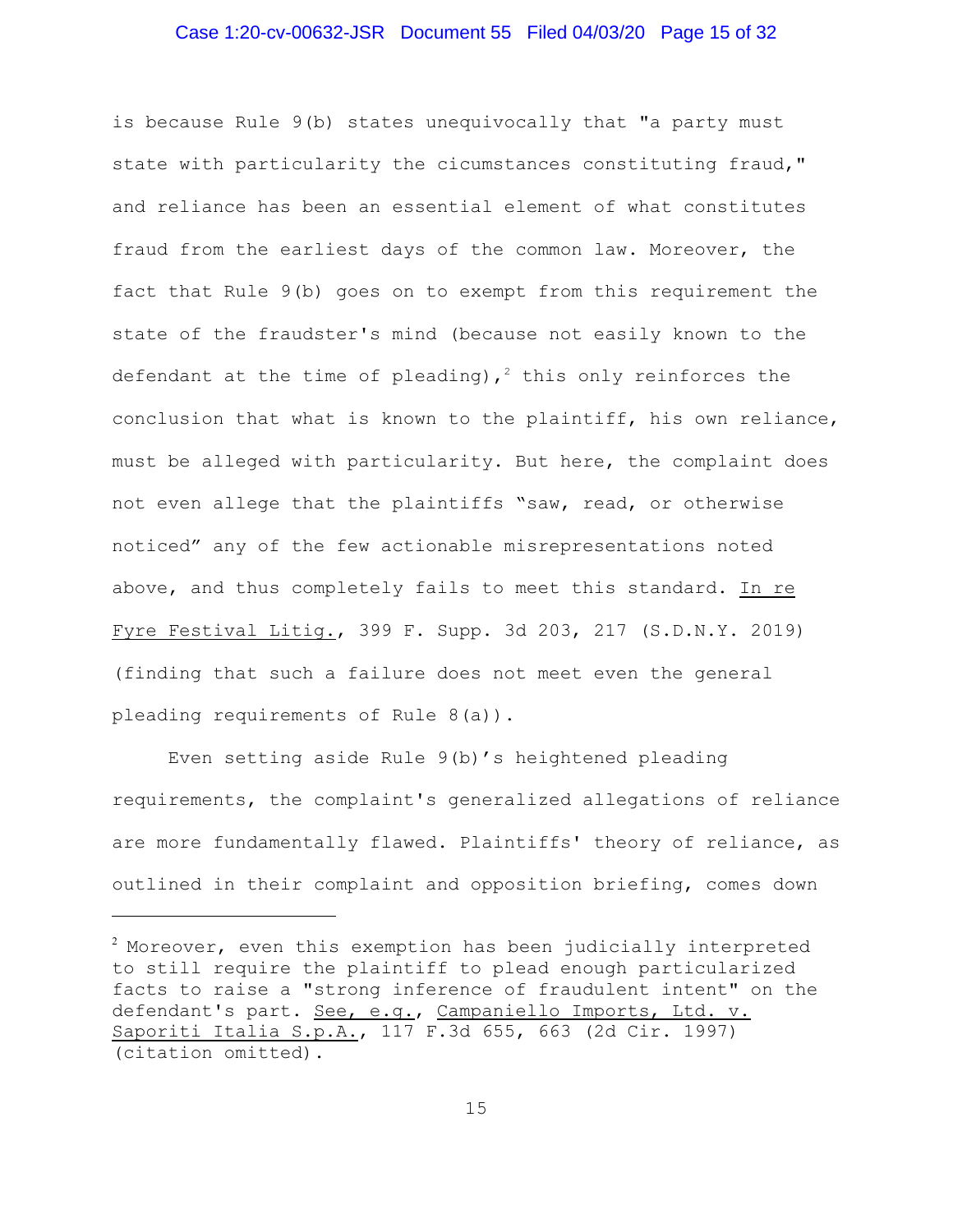is because Rule 9(b) states unequivocally that "a party must state with particularity the cicumstances constituting fraud," and reliance has been an essential element of what constitutes fraud from the earliest days of the common law. Moreover, the fact that Rule 9(b) goes on to exempt from this requirement the state of the fraudster's mind (because not easily known to the defendant at the time of pleading),[2] this only reinforces the conclusion that what is known to the plaintiff, his own reliance, must be alleged with particularity. But here, the complaint does not even allege that the plaintiffs "saw, read, or otherwise noticed" any of the few actionable misrepresentations noted above, and thus completely fails to meet this standard. In re Fyre Festival Litig., 399 F. Supp. 3d 203, 217 (S.D.N.Y. 2019) (finding that such a failure does not meet even the general pleading requirements of Rule 8(a)).

Even setting aside Rule 9(b)'s heightened pleading requirements, the complaint's generalized allegations of reliance are more fundamentally flawed. Plaintiffs' theory of reliance, as outlined in their complaint and opposition briefing, comes down

---

[2] Moreover, even this exemption has been judicially interpreted to still require the plaintiff to plead enough particularized facts to raise a "strong inference of fraudulent intent" on the defendant's part. See, e.g., Campaniello Imports, Ltd. v. Saporiti Italia S.p.A., 117 F.3d 655, 663 (2d Cir. 1997) (citation omitted).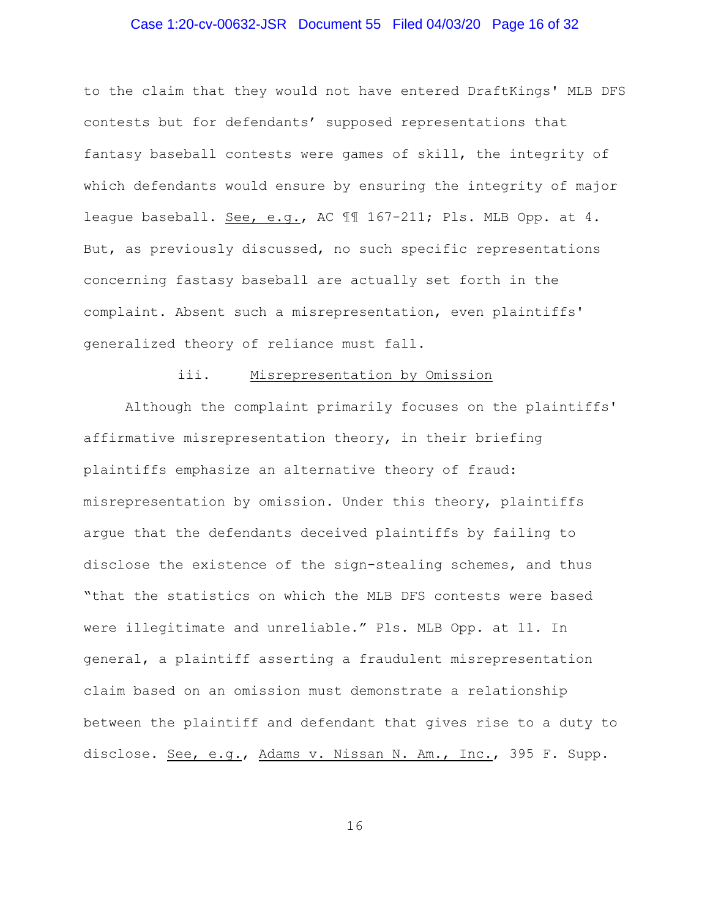to the claim that they would not have entered DraftKings' MLB DFS contests but for defendants' supposed representations that fantasy baseball contests were games of skill, the integrity of which defendants would ensure by ensuring the integrity of major league baseball. See, e.g., AC ¶¶ 167-211; Pls. MLB Opp. at 4. But, as previously discussed, no such specific representations concerning fastasy baseball are actually set forth in the complaint. Absent such a misrepresentation, even plaintiffs' generalized theory of reliance must fall.

iii. Misrepresentation by Omission

Although the complaint primarily focuses on the plaintiffs' affirmative misrepresentation theory, in their briefing plaintiffs emphasize an alternative theory of fraud: misrepresentation by omission. Under this theory, plaintiffs argue that the defendants deceived plaintiffs by failing to disclose the existence of the sign-stealing schemes, and thus "that the statistics on which the MLB DFS contests were based were illegitimate and unreliable." Pls. MLB Opp. at 11. In general, a plaintiff asserting a fraudulent misrepresentation claim based on an omission must demonstrate a relationship between the plaintiff and defendant that gives rise to a duty to disclose. See, e.g., Adams v. Nissan N. Am., Inc., 395 F. Supp.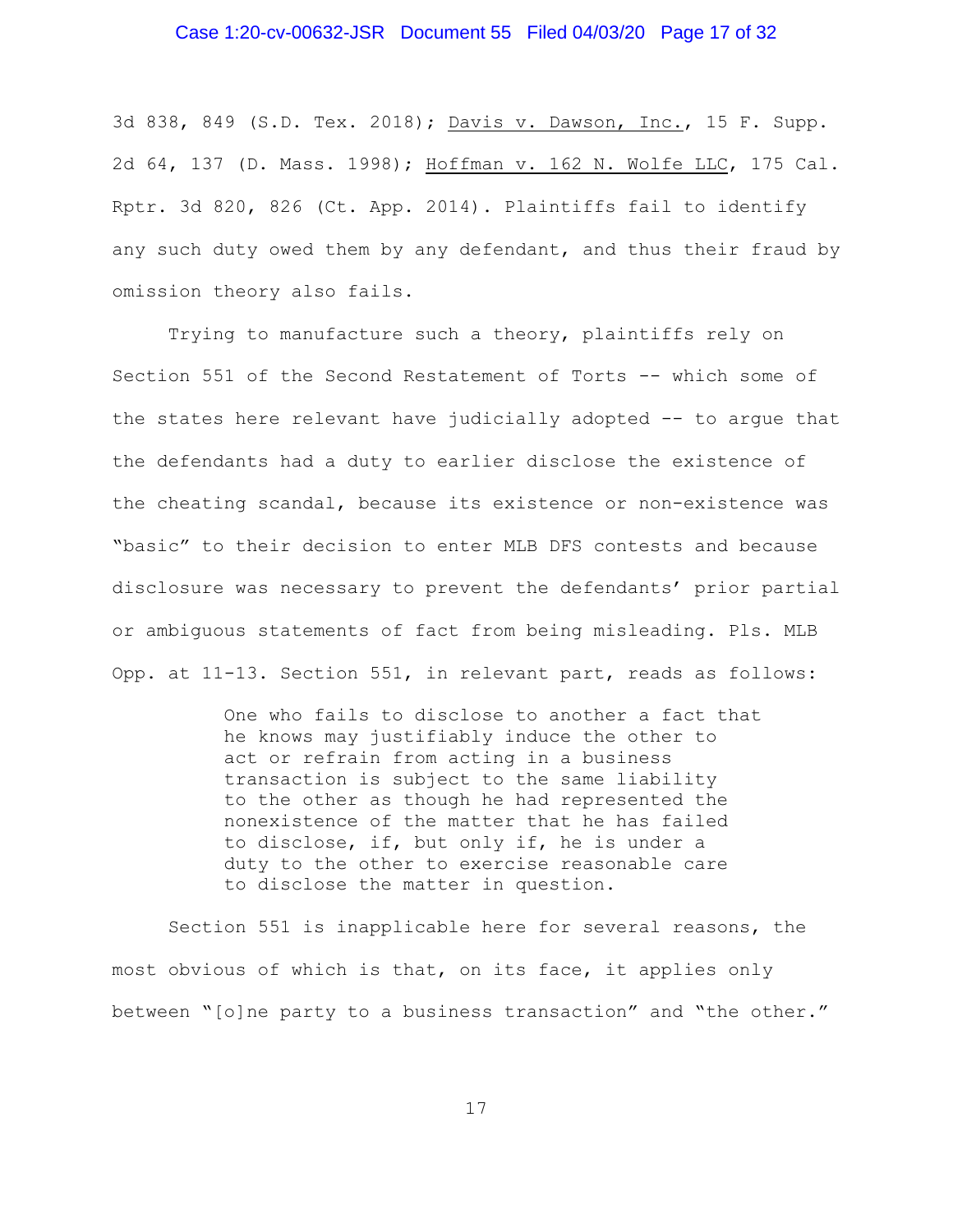3d 838, 849 (S.D. Tex. 2018); Davis v. Dawson, Inc., 15 F. Supp. 2d 64, 137 (D. Mass. 1998); Hoffman v. 162 N. Wolfe LLC, 175 Cal. Rptr. 3d 820, 826 (Ct. App. 2014). Plaintiffs fail to identify any such duty owed them by any defendant, and thus their fraud by omission theory also fails.

Trying to manufacture such a theory, plaintiffs rely on Section 551 of the Second Restatement of Torts -- which some of the states here relevant have judicially adopted -- to argue that the defendants had a duty to earlier disclose the existence of the cheating scandal, because its existence or non-existence was "basic" to their decision to enter MLB DFS contests and because disclosure was necessary to prevent the defendants' prior partial or ambiguous statements of fact from being misleading. Pls. MLB Opp. at 11-13. Section 551, in relevant part, reads as follows:

> One who fails to disclose to another a fact that he knows may justifiably induce the other to act or refrain from acting in a business transaction is subject to the same liability to the other as though he had represented the nonexistence of the matter that he has failed to disclose, if, but only if, he is under a duty to the other to exercise reasonable care to disclose the matter in question.

Section 551 is inapplicable here for several reasons, the most obvious of which is that, on its face, it applies only between "[o]ne party to a business transaction" and "the other."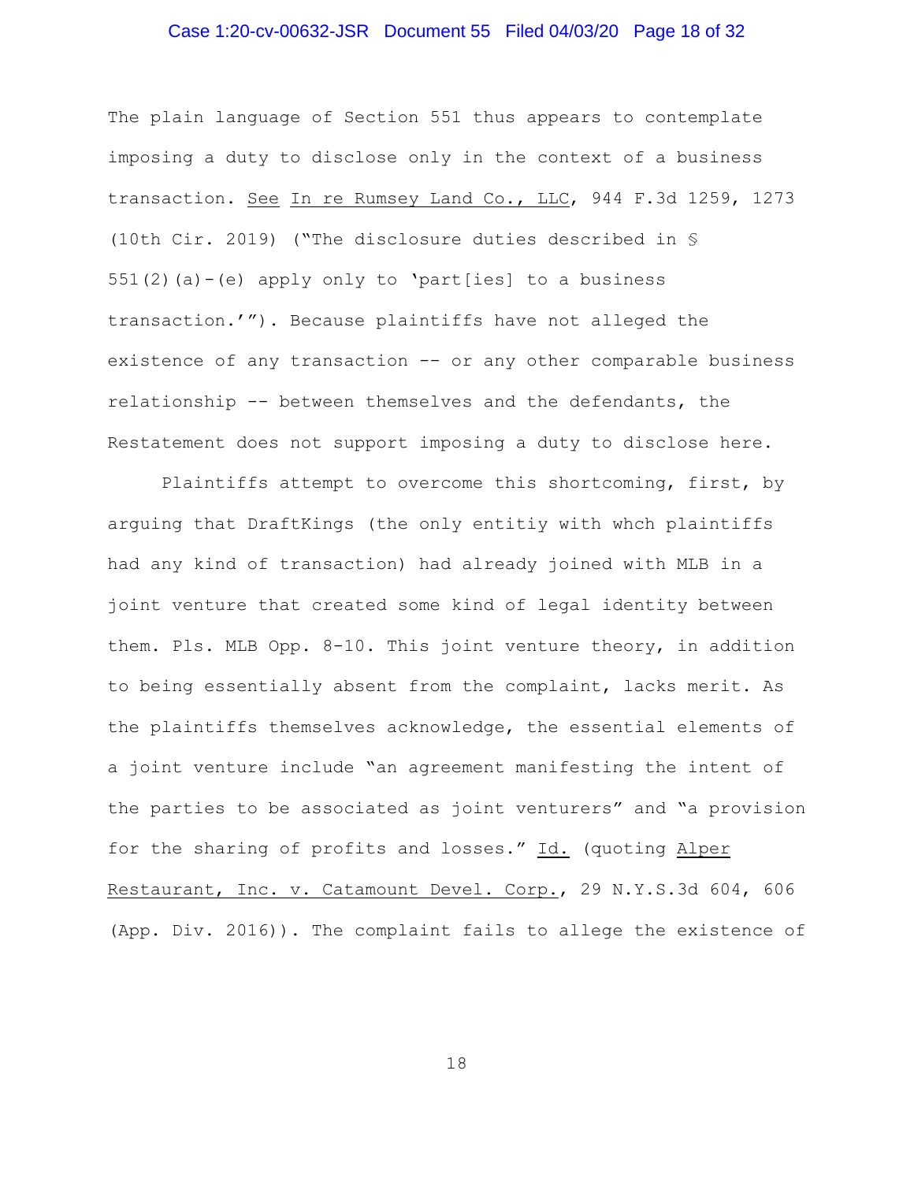The plain language of Section 551 thus appears to contemplate imposing a duty to disclose only in the context of a business transaction. See In re Rumsey Land Co., LLC, 944 F.3d 1259, 1273 (10th Cir. 2019) ("The disclosure duties described in § 551(2)(a)-(e) apply only to 'part[ies] to a business transaction.'"). Because plaintiffs have not alleged the existence of any transaction -- or any other comparable business relationship -- between themselves and the defendants, the Restatement does not support imposing a duty to disclose here.

Plaintiffs attempt to overcome this shortcoming, first, by arguing that DraftKings (the only entitiy with whch plaintiffs had any kind of transaction) had already joined with MLB in a joint venture that created some kind of legal identity between them. Pls. MLB Opp. 8-10. This joint venture theory, in addition to being essentially absent from the complaint, lacks merit. As the plaintiffs themselves acknowledge, the essential elements of a joint venture include "an agreement manifesting the intent of the parties to be associated as joint venturers" and "a provision for the sharing of profits and losses." Id. (quoting Alper Restaurant, Inc. v. Catamount Devel. Corp., 29 N.Y.S.3d 604, 606 (App. Div. 2016)). The complaint fails to allege the existence of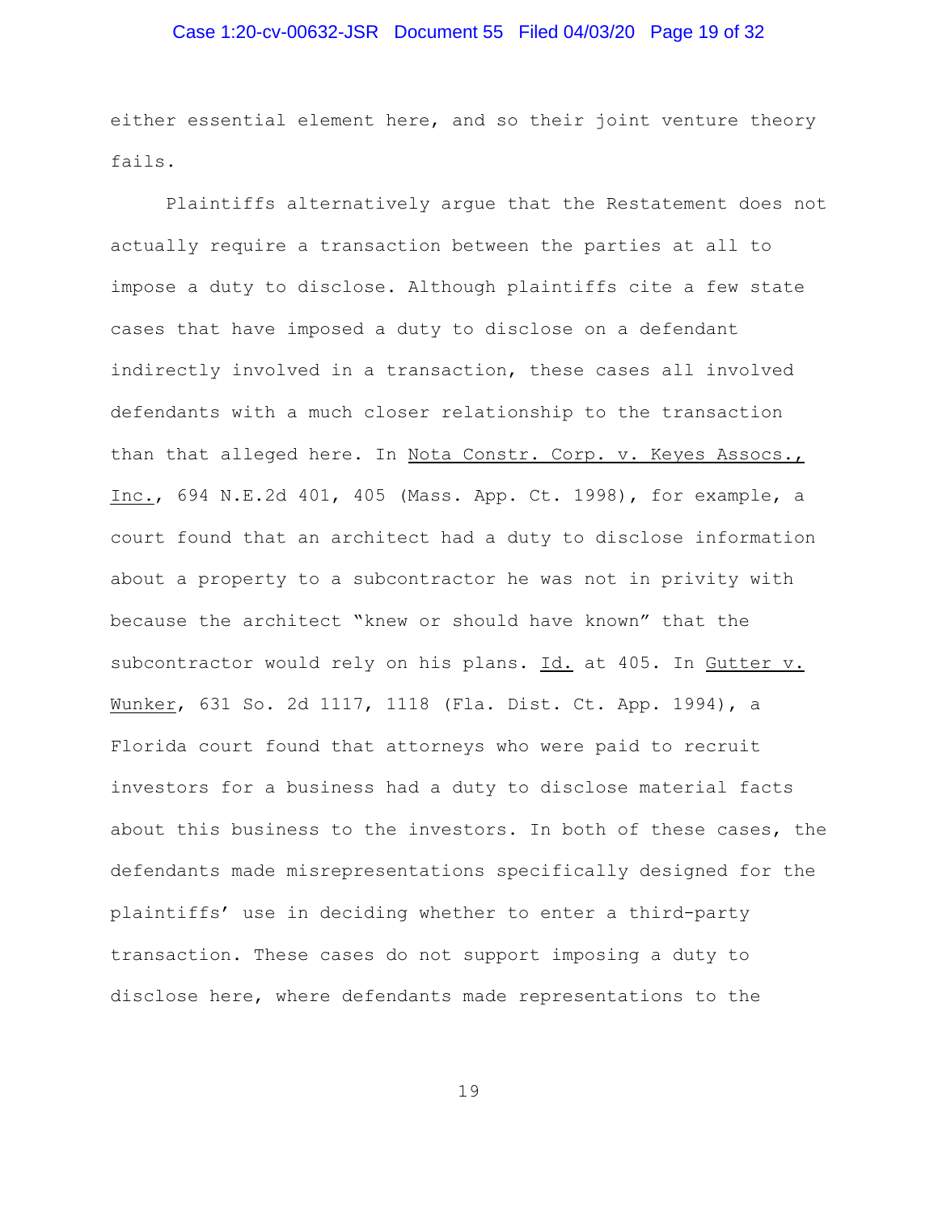either essential element here, and so their joint venture theory fails.

Plaintiffs alternatively argue that the Restatement does not actually require a transaction between the parties at all to impose a duty to disclose. Although plaintiffs cite a few state cases that have imposed a duty to disclose on a defendant indirectly involved in a transaction, these cases all involved defendants with a much closer relationship to the transaction than that alleged here. In Nota Constr. Corp. v. Keyes Assocs., Inc., 694 N.E.2d 401, 405 (Mass. App. Ct. 1998), for example, a court found that an architect had a duty to disclose information about a property to a subcontractor he was not in privity with because the architect "knew or should have known" that the subcontractor would rely on his plans. Id. at 405. In Gutter v. Wunker, 631 So. 2d 1117, 1118 (Fla. Dist. Ct. App. 1994), a Florida court found that attorneys who were paid to recruit investors for a business had a duty to disclose material facts about this business to the investors. In both of these cases, the defendants made misrepresentations specifically designed for the plaintiffs' use in deciding whether to enter a third-party transaction. These cases do not support imposing a duty to disclose here, where defendants made representations to the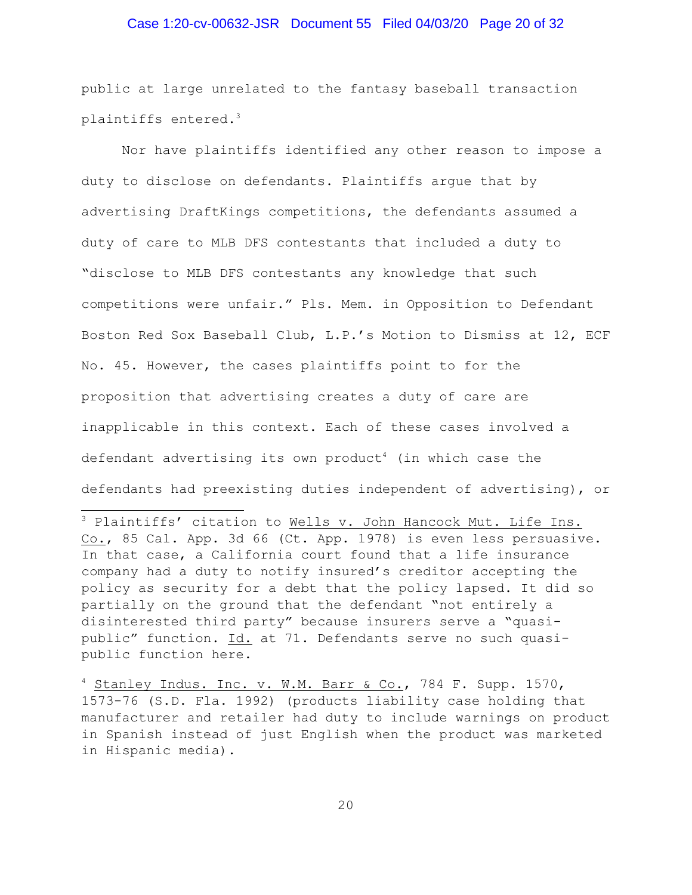public at large unrelated to the fantasy baseball transaction plaintiffs entered.[3]

Nor have plaintiffs identified any other reason to impose a duty to disclose on defendants. Plaintiffs argue that by advertising DraftKings competitions, the defendants assumed a duty of care to MLB DFS contestants that included a duty to "disclose to MLB DFS contestants any knowledge that such competitions were unfair." Pls. Mem. in Opposition to Defendant Boston Red Sox Baseball Club, L.P.'s Motion to Dismiss at 12, ECF No. 45. However, the cases plaintiffs point to for the proposition that advertising creates a duty of care are inapplicable in this context. Each of these cases involved a defendant advertising its own product[4] (in which case the defendants had preexisting duties independent of advertising), or

---

[3] Plaintiffs' citation to Wells v. John Hancock Mut. Life Ins. Co., 85 Cal. App. 3d 66 (Ct. App. 1978) is even less persuasive. In that case, a California court found that a life insurance company had a duty to notify insured's creditor accepting the policy as security for a debt that the policy lapsed. It did so partially on the ground that the defendant "not entirely a disinterested third party" because insurers serve a "quasi-public" function. Id. at 71. Defendants serve no such quasi-public function here.

[4] Stanley Indus. Inc. v. W.M. Barr & Co., 784 F. Supp. 1570, 1573-76 (S.D. Fla. 1992) (products liability case holding that manufacturer and retailer had duty to include warnings on product in Spanish instead of just English when the product was marketed in Hispanic media).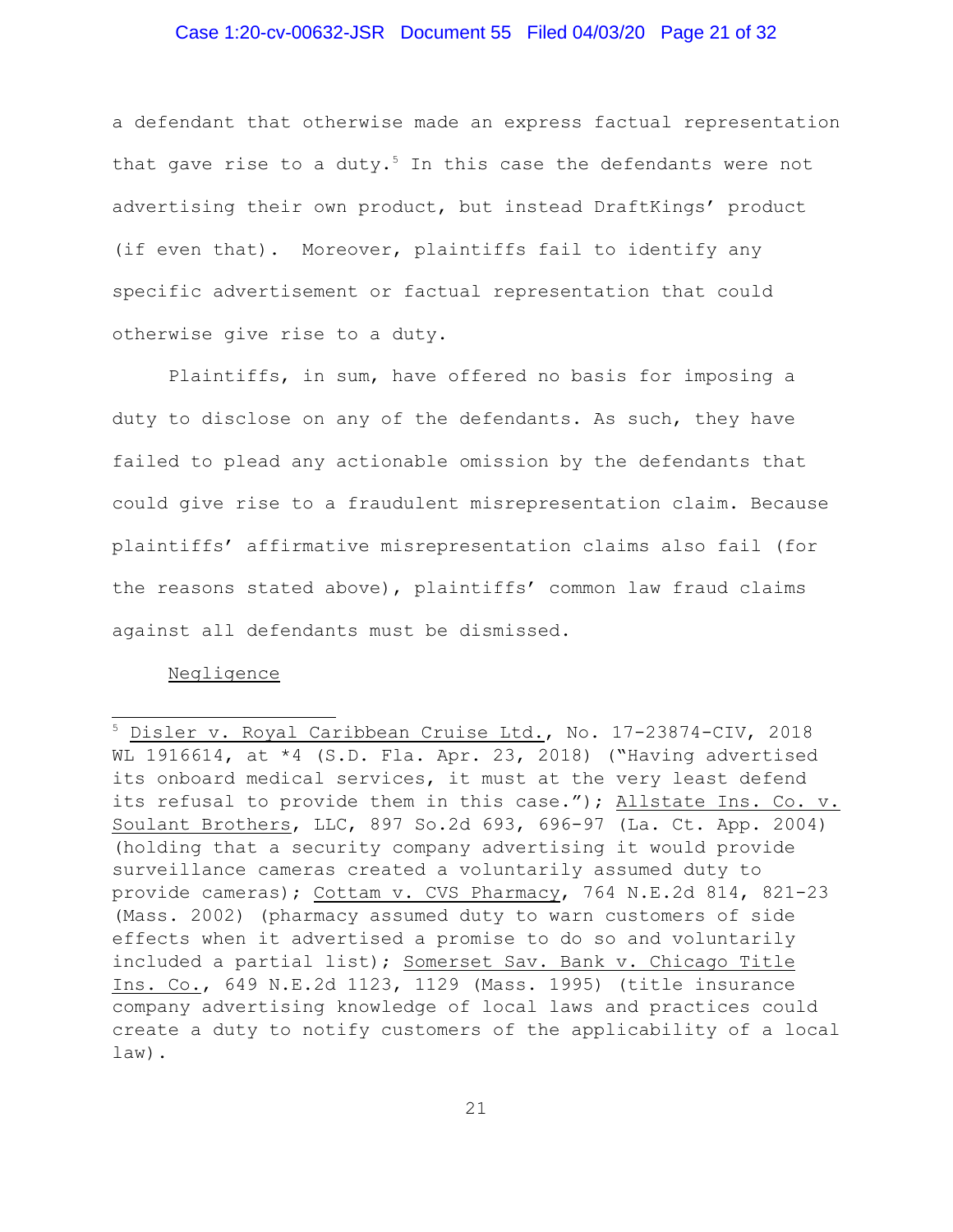a defendant that otherwise made an express factual representation that gave rise to a duty.[5] In this case the defendants were not advertising their own product, but instead DraftKings' product (if even that). Moreover, plaintiffs fail to identify any specific advertisement or factual representation that could otherwise give rise to a duty.

Plaintiffs, in sum, have offered no basis for imposing a duty to disclose on any of the defendants. As such, they have failed to plead any actionable omission by the defendants that could give rise to a fraudulent misrepresentation claim. Because plaintiffs' affirmative misrepresentation claims also fail (for the reasons stated above), plaintiffs' common law fraud claims against all defendants must be dismissed.

Negligence

[5] Disler v. Royal Caribbean Cruise Ltd., No. 17-23874-CIV, 2018 WL 1916614, at *4 (S.D. Fla. Apr. 23, 2018) ("Having advertised its onboard medical services, it must at the very least defend its refusal to provide them in this case."); Allstate Ins. Co. v. Soulant Brothers, LLC, 897 So.2d 693, 696-97 (La. Ct. App. 2004) (holding that a security company advertising it would provide surveillance cameras created a voluntarily assumed duty to provide cameras); Cottam v. CVS Pharmacy, 764 N.E.2d 814, 821-23 (Mass. 2002) (pharmacy assumed duty to warn customers of side effects when it advertised a promise to do so and voluntarily included a partial list); Somerset Sav. Bank v. Chicago Title Ins. Co., 649 N.E.2d 1123, 1129 (Mass. 1995) (title insurance company advertising knowledge of local laws and practices could create a duty to notify customers of the applicability of a local law).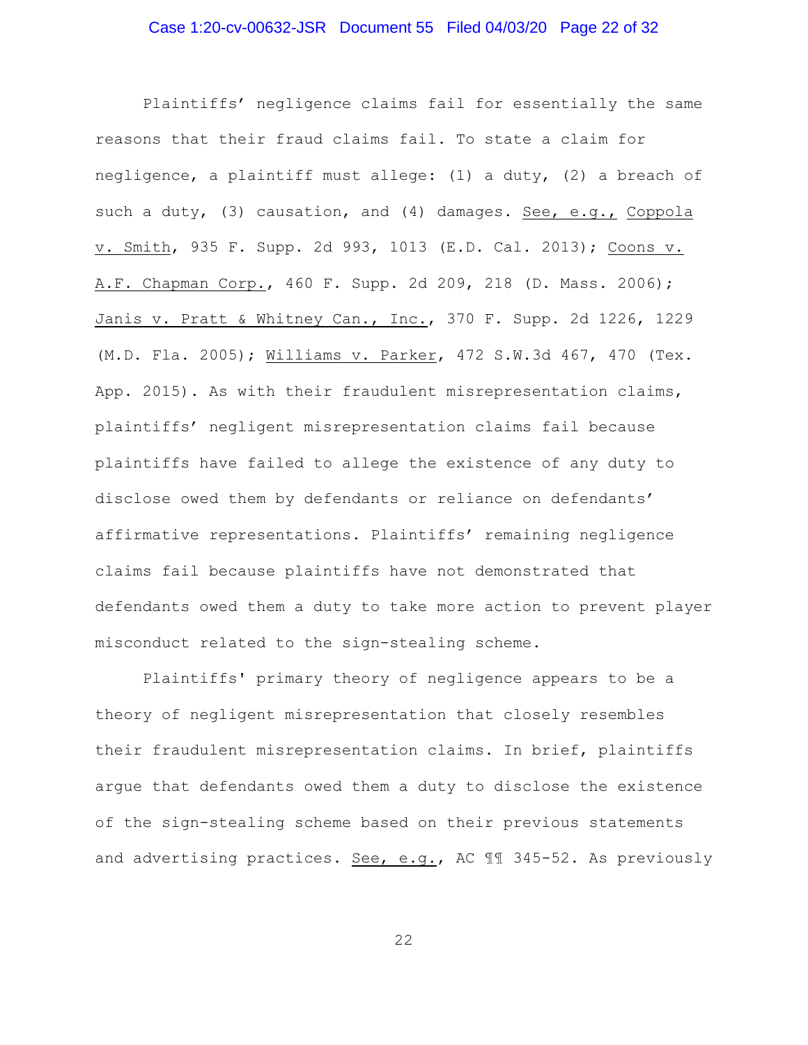Plaintiffs' negligence claims fail for essentially the same reasons that their fraud claims fail. To state a claim for negligence, a plaintiff must allege: (1) a duty, (2) a breach of such a duty, (3) causation, and (4) damages. See, e.g., Coppola v. Smith, 935 F. Supp. 2d 993, 1013 (E.D. Cal. 2013); Coons v. A.F. Chapman Corp., 460 F. Supp. 2d 209, 218 (D. Mass. 2006); Janis v. Pratt & Whitney Can., Inc., 370 F. Supp. 2d 1226, 1229 (M.D. Fla. 2005); Williams v. Parker, 472 S.W.3d 467, 470 (Tex. App. 2015). As with their fraudulent misrepresentation claims, plaintiffs' negligent misrepresentation claims fail because plaintiffs have failed to allege the existence of any duty to disclose owed them by defendants or reliance on defendants' affirmative representations. Plaintiffs' remaining negligence claims fail because plaintiffs have not demonstrated that defendants owed them a duty to take more action to prevent player misconduct related to the sign-stealing scheme.

Plaintiffs' primary theory of negligence appears to be a theory of negligent misrepresentation that closely resembles their fraudulent misrepresentation claims. In brief, plaintiffs argue that defendants owed them a duty to disclose the existence of the sign-stealing scheme based on their previous statements and advertising practices. See, e.g., AC ¶¶ 345-52. As previously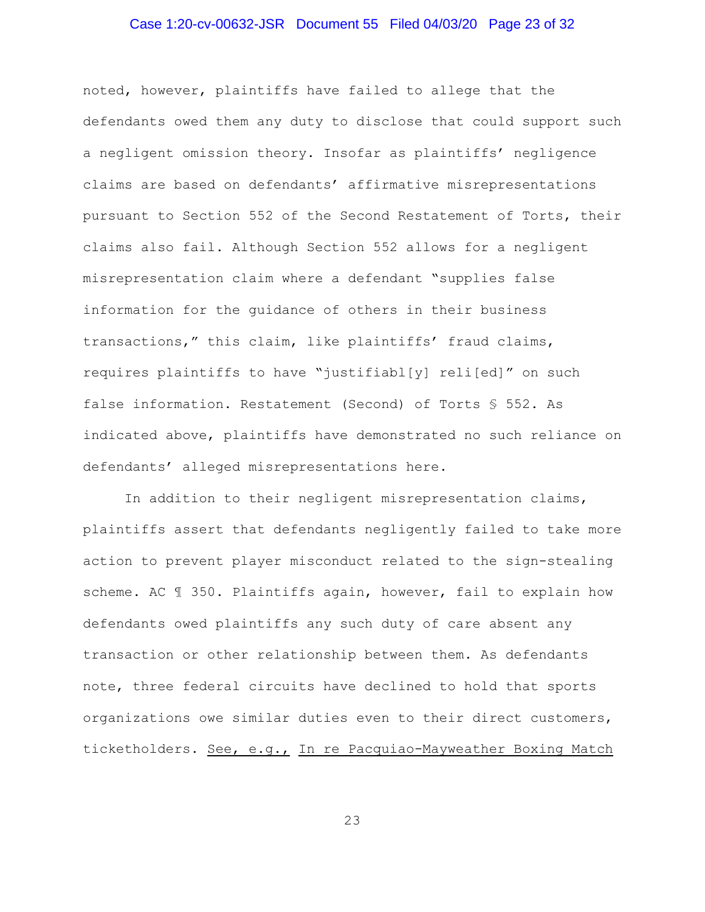noted, however, plaintiffs have failed to allege that the defendants owed them any duty to disclose that could support such a negligent omission theory. Insofar as plaintiffs' negligence claims are based on defendants' affirmative misrepresentations pursuant to Section 552 of the Second Restatement of Torts, their claims also fail. Although Section 552 allows for a negligent misrepresentation claim where a defendant "supplies false information for the guidance of others in their business transactions," this claim, like plaintiffs' fraud claims, requires plaintiffs to have "justifiabl[y] reli[ed]" on such false information. Restatement (Second) of Torts § 552. As indicated above, plaintiffs have demonstrated no such reliance on defendants' alleged misrepresentations here.

In addition to their negligent misrepresentation claims, plaintiffs assert that defendants negligently failed to take more action to prevent player misconduct related to the sign-stealing scheme. AC ¶ 350. Plaintiffs again, however, fail to explain how defendants owed plaintiffs any such duty of care absent any transaction or other relationship between them. As defendants note, three federal circuits have declined to hold that sports organizations owe similar duties even to their direct customers, ticketholders. See, e.g., In re Pacquiao-Mayweather Boxing Match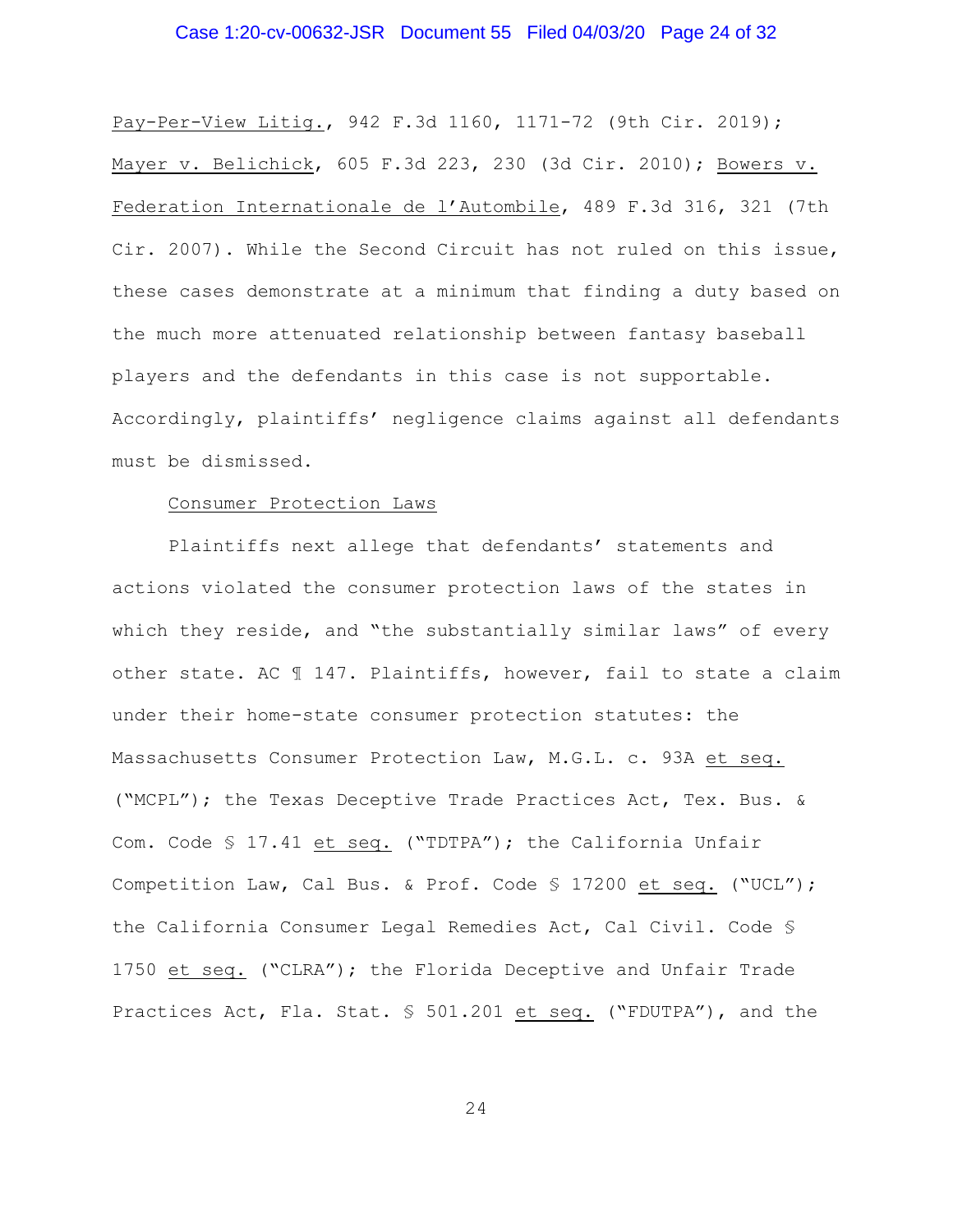Pay-Per-View Litig., 942 F.3d 1160, 1171-72 (9th Cir. 2019); Mayer v. Belichick, 605 F.3d 223, 230 (3d Cir. 2010); Bowers v. Federation Internationale de l'Autombile, 489 F.3d 316, 321 (7th Cir. 2007). While the Second Circuit has not ruled on this issue, these cases demonstrate at a minimum that finding a duty based on the much more attenuated relationship between fantasy baseball players and the defendants in this case is not supportable. Accordingly, plaintiffs' negligence claims against all defendants must be dismissed.

Consumer Protection Laws

Plaintiffs next allege that defendants' statements and actions violated the consumer protection laws of the states in which they reside, and "the substantially similar laws" of every other state. AC ¶ 147. Plaintiffs, however, fail to state a claim under their home-state consumer protection statutes: the Massachusetts Consumer Protection Law, M.G.L. c. 93A et seq. ("MCPL"); the Texas Deceptive Trade Practices Act, Tex. Bus. & Com. Code § 17.41 et seq. ("TDTPA"); the California Unfair Competition Law, Cal Bus. & Prof. Code § 17200 et seq. ("UCL"); the California Consumer Legal Remedies Act, Cal Civil. Code § 1750 et seq. ("CLRA"); the Florida Deceptive and Unfair Trade Practices Act, Fla. Stat. § 501.201 et seq. ("FDUTPA"), and the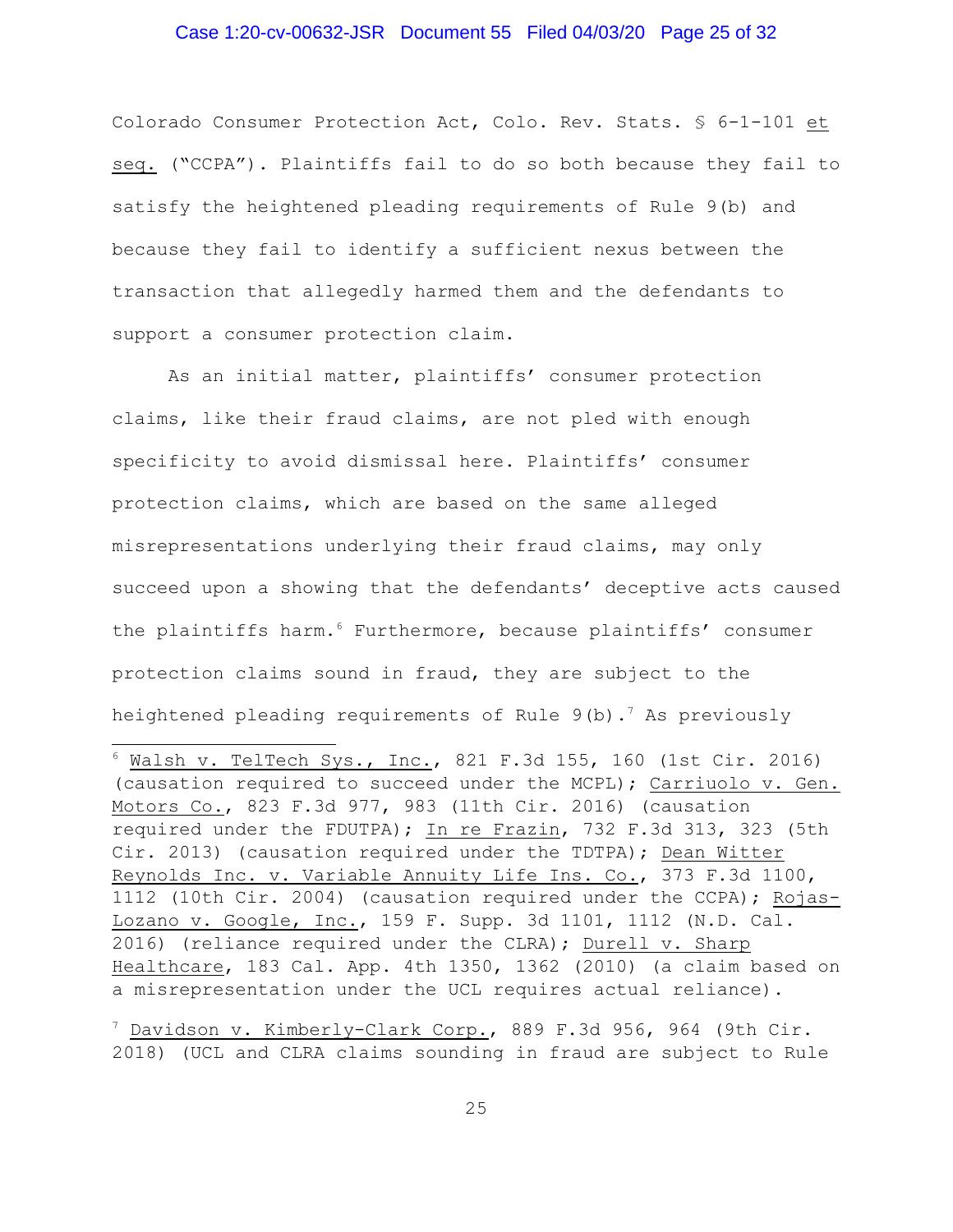Colorado Consumer Protection Act, Colo. Rev. Stats. § 6-1-101 et seq. ("CCPA"). Plaintiffs fail to do so both because they fail to satisfy the heightened pleading requirements of Rule 9(b) and because they fail to identify a sufficient nexus between the transaction that allegedly harmed them and the defendants to support a consumer protection claim.

As an initial matter, plaintiffs' consumer protection claims, like their fraud claims, are not pled with enough specificity to avoid dismissal here. Plaintiffs' consumer protection claims, which are based on the same alleged misrepresentations underlying their fraud claims, may only succeed upon a showing that the defendants' deceptive acts caused the plaintiffs harm.[6] Furthermore, because plaintiffs' consumer protection claims sound in fraud, they are subject to the heightened pleading requirements of Rule 9(b).[7] As previously

---

[6] Walsh v. TelTech Sys., Inc., 821 F.3d 155, 160 (1st Cir. 2016) (causation required to succeed under the MCPL); Carriuolo v. Gen. Motors Co., 823 F.3d 977, 983 (11th Cir. 2016) (causation required under the FDUTPA); In re Frazin, 732 F.3d 313, 323 (5th Cir. 2013) (causation required under the TDTPA); Dean Witter Reynolds Inc. v. Variable Annuity Life Ins. Co., 373 F.3d 1100, 1112 (10th Cir. 2004) (causation required under the CCPA); Rojas-Lozano v. Google, Inc., 159 F. Supp. 3d 1101, 1112 (N.D. Cal. 2016) (reliance required under the CLRA); Durell v. Sharp Healthcare, 183 Cal. App. 4th 1350, 1362 (2010) (a claim based on a misrepresentation under the UCL requires actual reliance).

[7] Davidson v. Kimberly-Clark Corp., 889 F.3d 956, 964 (9th Cir. 2018) (UCL and CLRA claims sounding in fraud are subject to Rule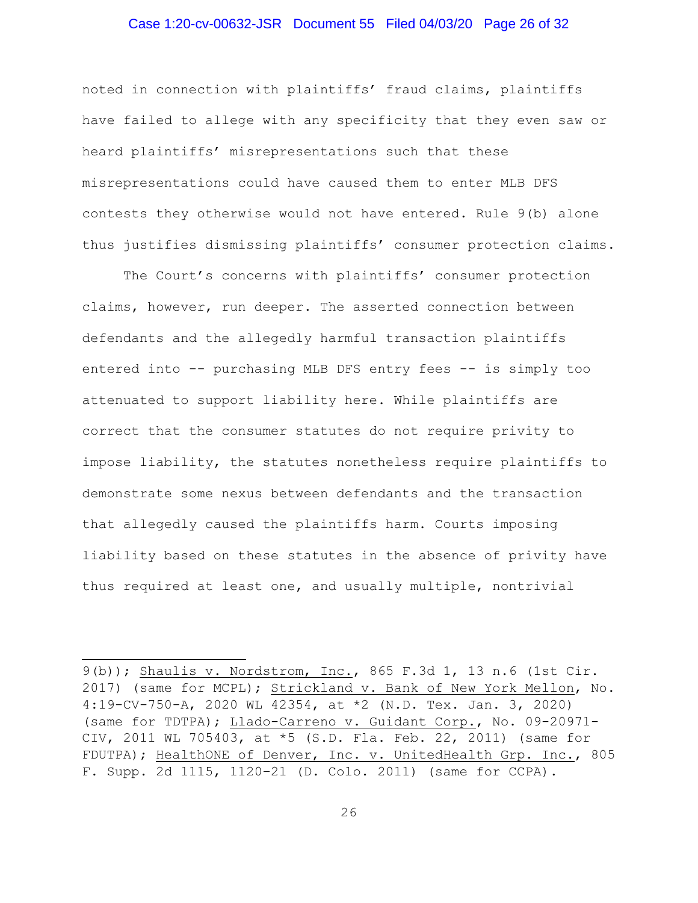noted in connection with plaintiffs' fraud claims, plaintiffs have failed to allege with any specificity that they even saw or heard plaintiffs' misrepresentations such that these misrepresentations could have caused them to enter MLB DFS contests they otherwise would not have entered. Rule 9(b) alone thus justifies dismissing plaintiffs' consumer protection claims.

The Court's concerns with plaintiffs' consumer protection claims, however, run deeper. The asserted connection between defendants and the allegedly harmful transaction plaintiffs entered into -- purchasing MLB DFS entry fees -- is simply too attenuated to support liability here. While plaintiffs are correct that the consumer statutes do not require privity to impose liability, the statutes nonetheless require plaintiffs to demonstrate some nexus between defendants and the transaction that allegedly caused the plaintiffs harm. Courts imposing liability based on these statutes in the absence of privity have thus required at least one, and usually multiple, nontrivial

---

9(b)); Shaulis v. Nordstrom, Inc., 865 F.3d 1, 13 n.6 (1st Cir. 2017) (same for MCPL); Strickland v. Bank of New York Mellon, No. 4:19-CV-750-A, 2020 WL 42354, at *2 (N.D. Tex. Jan. 3, 2020) (same for TDTPA); Llado-Carreno v. Guidant Corp., No. 09-20971-CIV, 2011 WL 705403, at *5 (S.D. Fla. Feb. 22, 2011) (same for FDUTPA); HealthONE of Denver, Inc. v. UnitedHealth Grp. Inc., 805 F. Supp. 2d 1115, 1120–21 (D. Colo. 2011) (same for CCPA).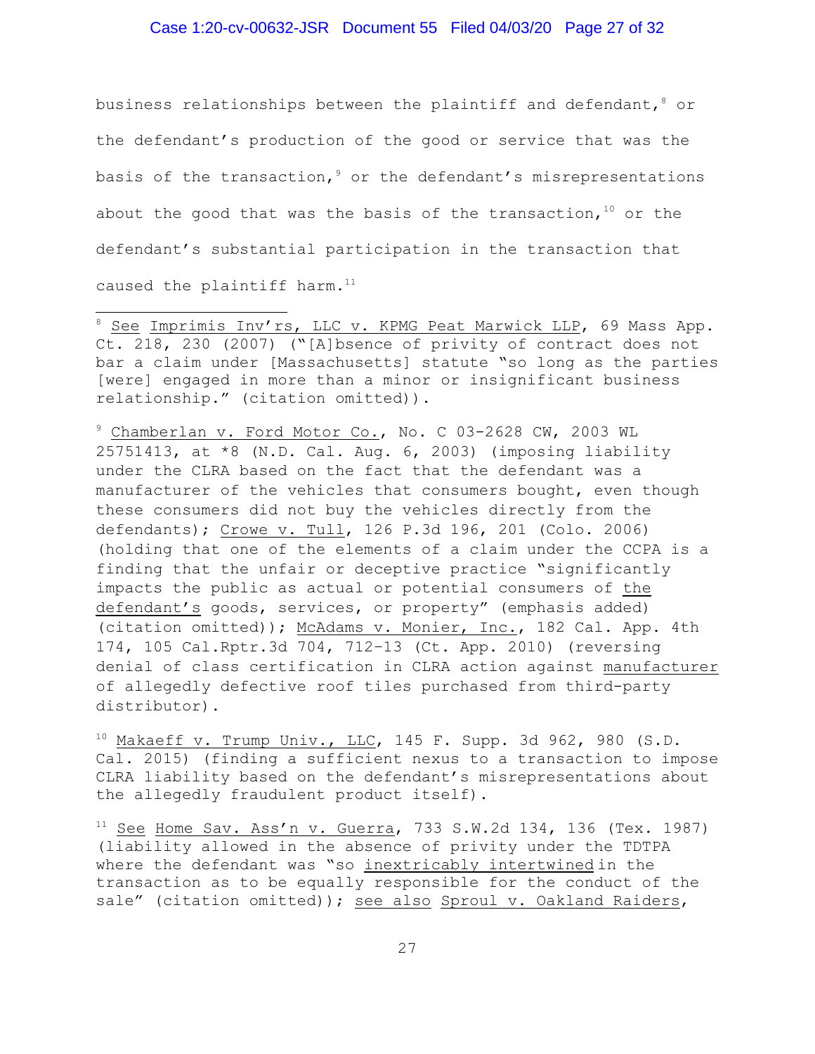business relationships between the plaintiff and defendant,[8] or the defendant's production of the good or service that was the basis of the transaction,[9] or the defendant's misrepresentations about the good that was the basis of the transaction,[10] or the defendant's substantial participation in the transaction that caused the plaintiff harm.[11]

---

[8] See Imprimis Inv'rs, LLC v. KPMG Peat Marwick LLP, 69 Mass App. Ct. 218, 230 (2007) ("[A]bsence of privity of contract does not bar a claim under [Massachusetts] statute "so long as the parties [were] engaged in more than a minor or insignificant business relationship." (citation omitted)).

[9] Chamberlan v. Ford Motor Co., No. C 03-2628 CW, 2003 WL 25751413, at *8 (N.D. Cal. Aug. 6, 2003) (imposing liability under the CLRA based on the fact that the defendant was a manufacturer of the vehicles that consumers bought, even though these consumers did not buy the vehicles directly from the defendants); Crowe v. Tull, 126 P.3d 196, 201 (Colo. 2006) (holding that one of the elements of a claim under the CCPA is a finding that the unfair or deceptive practice "significantly impacts the public as actual or potential consumers of <u>the defendant's</u> goods, services, or property" (emphasis added) (citation omitted)); McAdams v. Monier, Inc., 182 Cal. App. 4th 174, 105 Cal.Rptr.3d 704, 712–13 (Ct. App. 2010) (reversing denial of class certification in CLRA action against <u>manufacturer</u> of allegedly defective roof tiles purchased from third-party distributor).

[10] Makaeff v. Trump Univ., LLC, 145 F. Supp. 3d 962, 980 (S.D. Cal. 2015) (finding a sufficient nexus to a transaction to impose CLRA liability based on the defendant's misrepresentations about the allegedly fraudulent product itself).

[11] See Home Sav. Ass'n v. Guerra, 733 S.W.2d 134, 136 (Tex. 1987) (liability allowed in the absence of privity under the TDTPA where the defendant was "so <u>inextricably intertwined</u> in the transaction as to be equally responsible for the conduct of the sale" (citation omitted)); see also Sproul v. Oakland Raiders,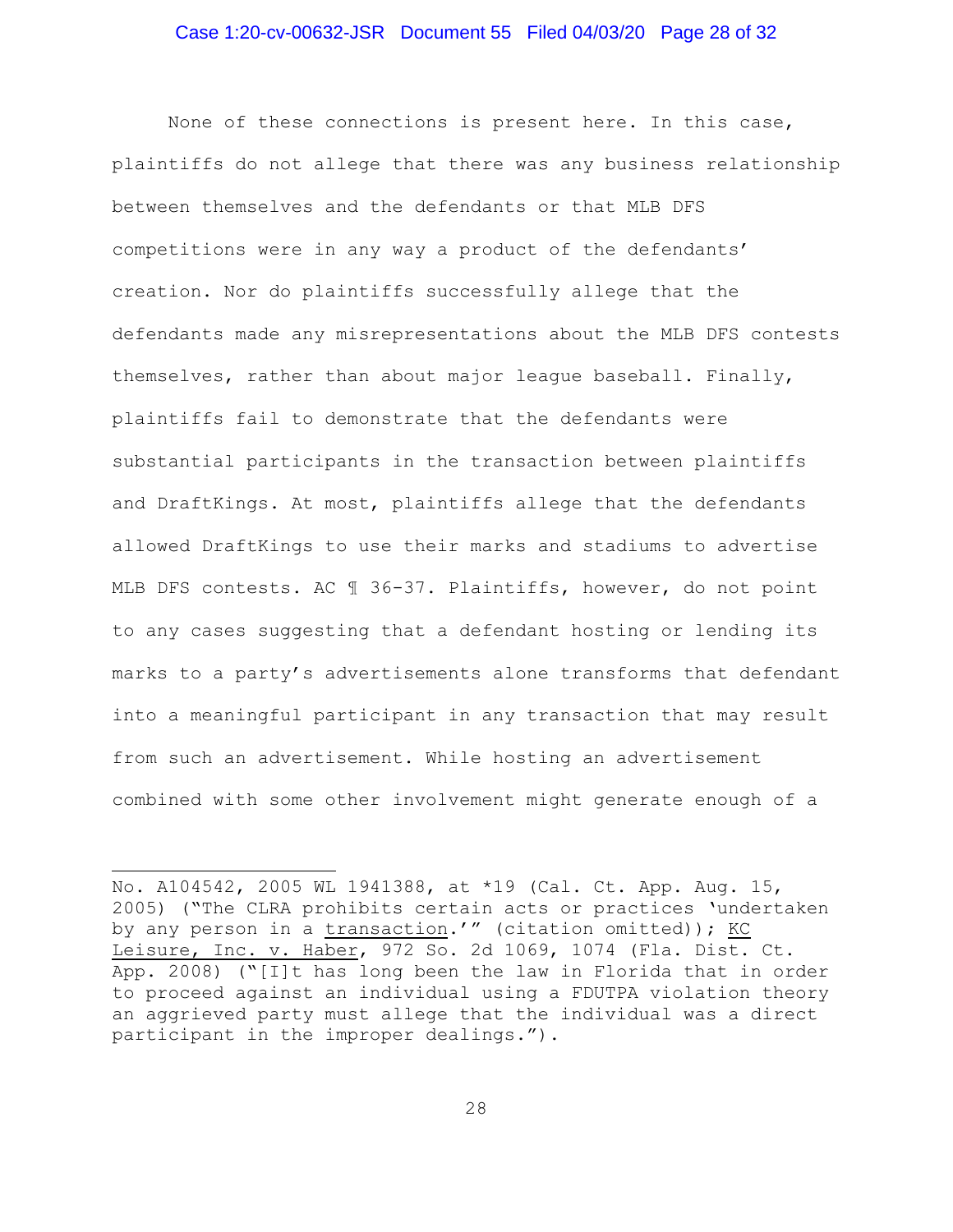None of these connections is present here. In this case, plaintiffs do not allege that there was any business relationship between themselves and the defendants or that MLB DFS competitions were in any way a product of the defendants' creation. Nor do plaintiffs successfully allege that the defendants made any misrepresentations about the MLB DFS contests themselves, rather than about major league baseball. Finally, plaintiffs fail to demonstrate that the defendants were substantial participants in the transaction between plaintiffs and DraftKings. At most, plaintiffs allege that the defendants allowed DraftKings to use their marks and stadiums to advertise MLB DFS contests. AC ¶ 36-37. Plaintiffs, however, do not point to any cases suggesting that a defendant hosting or lending its marks to a party's advertisements alone transforms that defendant into a meaningful participant in any transaction that may result from such an advertisement. While hosting an advertisement combined with some other involvement might generate enough of a

---

No. A104542, 2005 WL 1941388, at *19 (Cal. Ct. App. Aug. 15, 2005) ("The CLRA prohibits certain acts or practices 'undertaken by any person in a transaction.'" (citation omitted)); KC Leisure, Inc. v. Haber, 972 So. 2d 1069, 1074 (Fla. Dist. Ct. App. 2008) ("[I]t has long been the law in Florida that in order to proceed against an individual using a FDUTPA violation theory an aggrieved party must allege that the individual was a direct participant in the improper dealings.").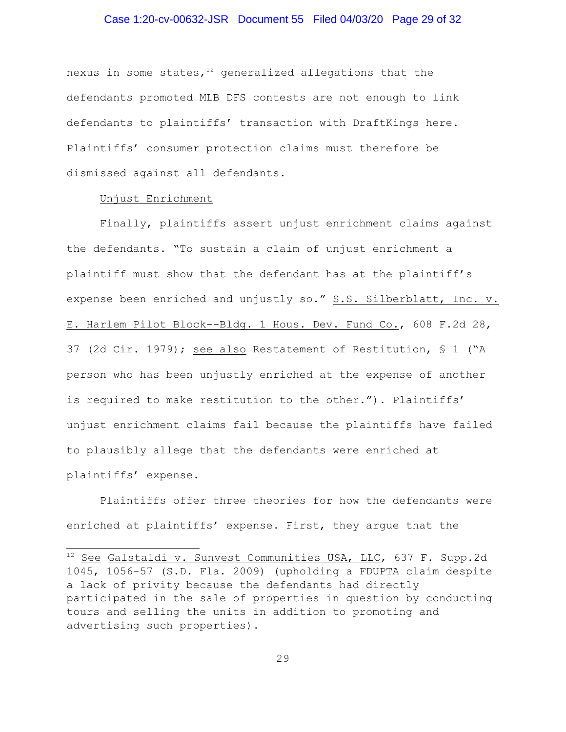nexus in some states,[12] generalized allegations that the defendants promoted MLB DFS contests are not enough to link defendants to plaintiffs' transaction with DraftKings here. Plaintiffs' consumer protection claims must therefore be dismissed against all defendants.

Unjust Enrichment

Finally, plaintiffs assert unjust enrichment claims against the defendants. "To sustain a claim of unjust enrichment a plaintiff must show that the defendant has at the plaintiff's expense been enriched and unjustly so." S.S. Silberblatt, Inc. v. E. Harlem Pilot Block--Bldg. 1 Hous. Dev. Fund Co., 608 F.2d 28, 37 (2d Cir. 1979); see also Restatement of Restitution, § 1 ("A person who has been unjustly enriched at the expense of another is required to make restitution to the other."). Plaintiffs' unjust enrichment claims fail because the plaintiffs have failed to plausibly allege that the defendants were enriched at plaintiffs' expense.

Plaintiffs offer three theories for how the defendants were enriched at plaintiffs' expense. First, they argue that the

---

[12] See Galstaldi v. Sunvest Communities USA, LLC, 637 F. Supp.2d 1045, 1056-57 (S.D. Fla. 2009) (upholding a FDUPTA claim despite a lack of privity because the defendants had directly participated in the sale of properties in question by conducting tours and selling the units in addition to promoting and advertising such properties).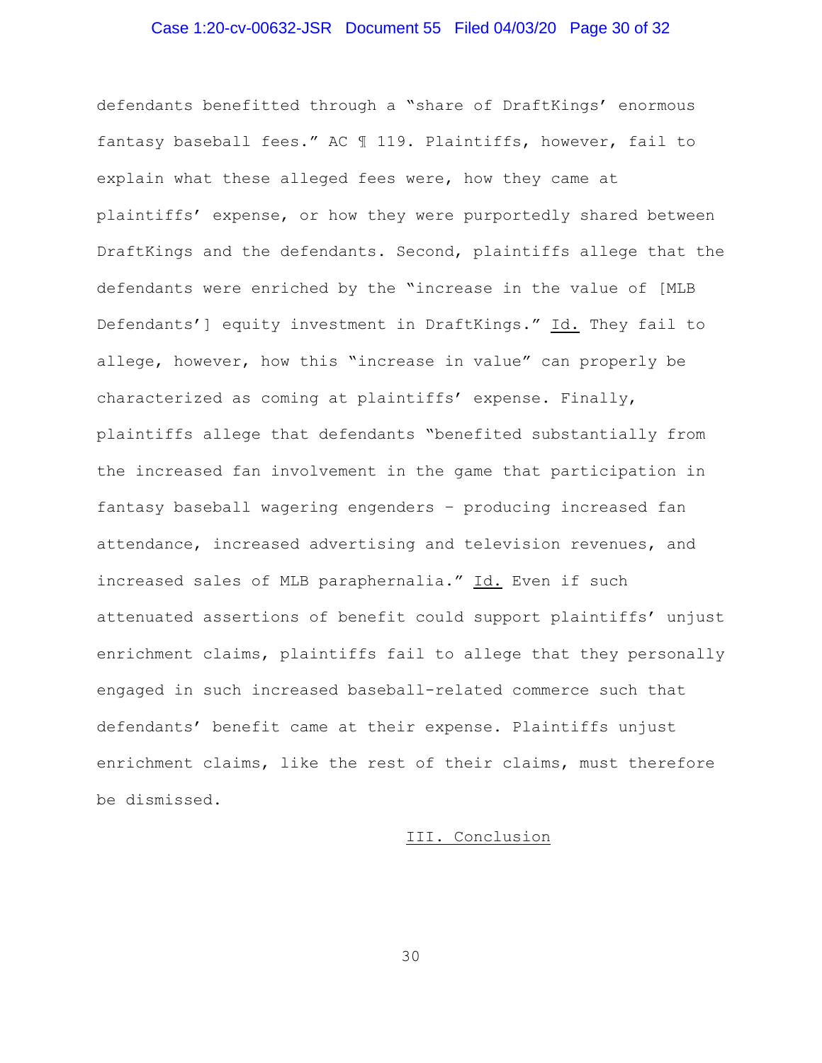defendants benefitted through a "share of DraftKings' enormous fantasy baseball fees." AC ¶ 119. Plaintiffs, however, fail to explain what these alleged fees were, how they came at plaintiffs' expense, or how they were purportedly shared between DraftKings and the defendants. Second, plaintiffs allege that the defendants were enriched by the "increase in the value of [MLB Defendants'] equity investment in DraftKings." Id. They fail to allege, however, how this "increase in value" can properly be characterized as coming at plaintiffs' expense. Finally, plaintiffs allege that defendants "benefited substantially from the increased fan involvement in the game that participation in fantasy baseball wagering engenders – producing increased fan attendance, increased advertising and television revenues, and increased sales of MLB paraphernalia." Id. Even if such attenuated assertions of benefit could support plaintiffs' unjust enrichment claims, plaintiffs fail to allege that they personally engaged in such increased baseball-related commerce such that defendants' benefit came at their expense. Plaintiffs unjust enrichment claims, like the rest of their claims, must therefore be dismissed.

## III. Conclusion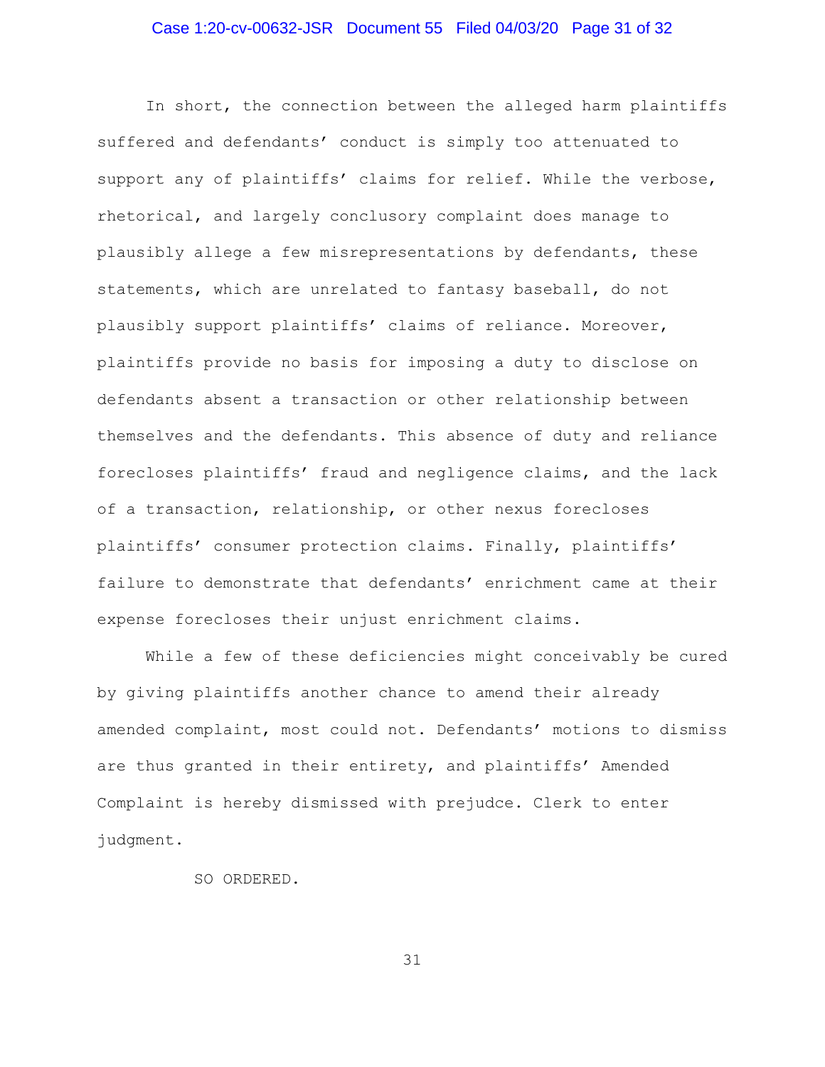In short, the connection between the alleged harm plaintiffs suffered and defendants' conduct is simply too attenuated to support any of plaintiffs' claims for relief. While the verbose, rhetorical, and largely conclusory complaint does manage to plausibly allege a few misrepresentations by defendants, these statements, which are unrelated to fantasy baseball, do not plausibly support plaintiffs' claims of reliance. Moreover, plaintiffs provide no basis for imposing a duty to disclose on defendants absent a transaction or other relationship between themselves and the defendants. This absence of duty and reliance forecloses plaintiffs' fraud and negligence claims, and the lack of a transaction, relationship, or other nexus forecloses plaintiffs' consumer protection claims. Finally, plaintiffs' failure to demonstrate that defendants' enrichment came at their expense forecloses their unjust enrichment claims.

While a few of these deficiencies might conceivably be cured by giving plaintiffs another chance to amend their already amended complaint, most could not. Defendants' motions to dismiss are thus granted in their entirety, and plaintiffs' Amended Complaint is hereby dismissed with prejudce. Clerk to enter judgment.

SO ORDERED.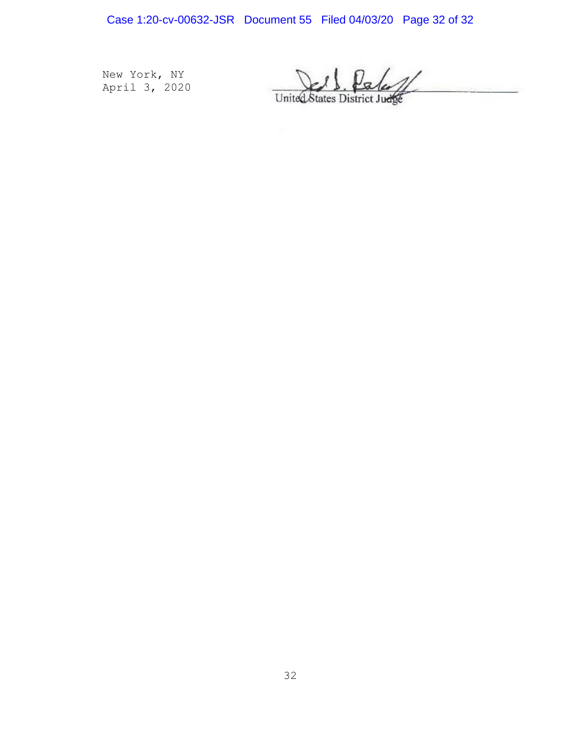New York, NY
April 3, 2020

United States District Judge